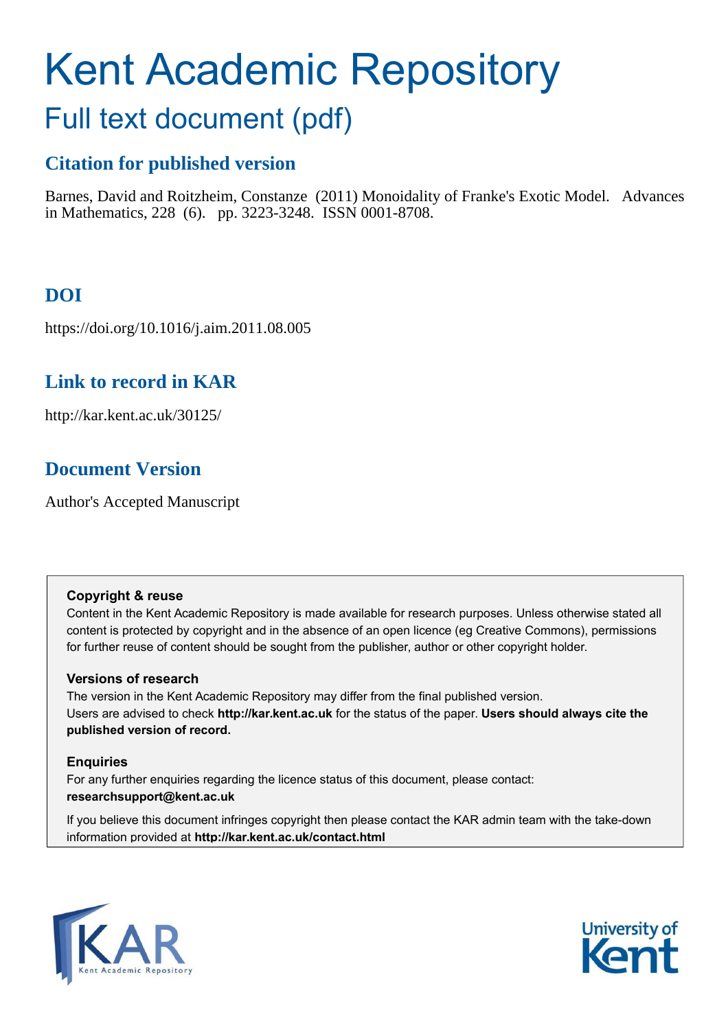# Kent Academic Repository

## Full text document (pdf)

### Citation for published version

Barnes, David and Roitzheim, Constanze (2011) Monoidality of Franke's Exotic Model. Advances in Mathematics, 228 (6). pp. 3223-3248. ISSN 0001-8708.

### DOI

https://doi.org/10.1016/j.aim.2011.08.005

### Link to record in KAR

http://kar.kent.ac.uk/30125/

### Document Version

Author's Accepted Manuscript

**Copyright & reuse**

Content in the Kent Academic Repository is made available for research purposes. Unless otherwise stated all content is protected by copyright and in the absence of an open licence (eg Creative Commons), permissions for further reuse of content should be sought from the publisher, author or other copyright holder.

**Versions of research**

The version in the Kent Academic Repository may differ from the final published version.
Users are advised to check **http://kar.kent.ac.uk** for the status of the paper. **Users should always cite the published version of record.**

**Enquiries**

For any further enquiries regarding the licence status of this document, please contact:
**researchsupport@kent.ac.uk**

If you believe this document infringes copyright then please contact the KAR admin team with the take-down information provided at **http://kar.kent.ac.uk/contact.html**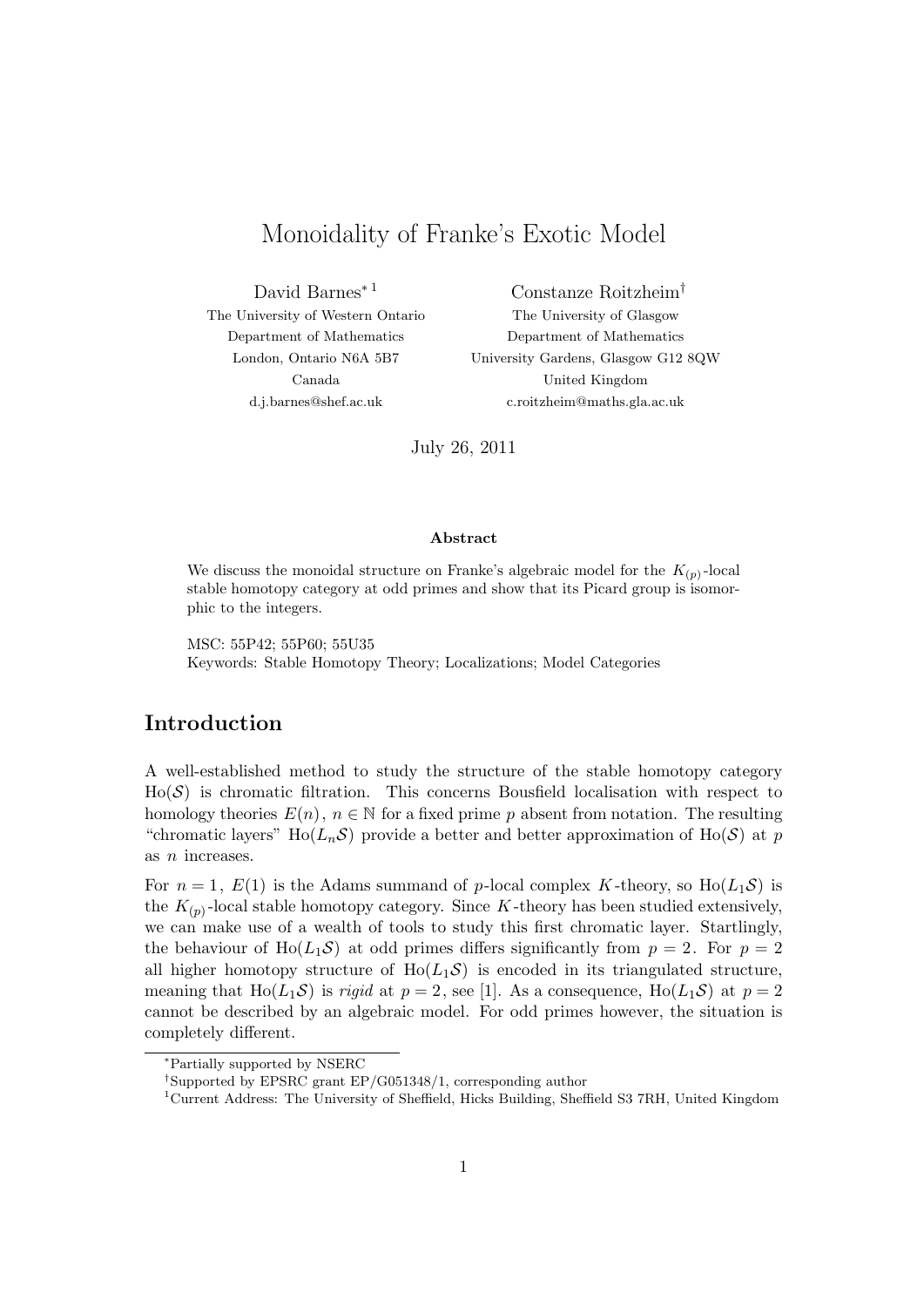# Monoidality of Franke's Exotic Model

David Barnes[*1]
The University of Western Ontario
Department of Mathematics
London, Ontario N6A 5B7
Canada
d.j.barnes@shef.ac.uk

Constanze Roitzheim[†]
The University of Glasgow
Department of Mathematics
University Gardens, Glasgow G12 8QW
United Kingdom
c.roitzheim@maths.gla.ac.uk

July 26, 2011

**Abstract**

We discuss the monoidal structure on Franke's algebraic model for the $K_{(p)}$-local stable homotopy category at odd primes and show that its Picard group is isomorphic to the integers.

MSC: 55P42; 55P60; 55U35
Keywords: Stable Homotopy Theory; Localizations; Model Categories

## Introduction

A well-established method to study the structure of the stable homotopy category $\mathrm{Ho}(\mathcal{S})$ is chromatic filtration. This concerns Bousfield localisation with respect to homology theories $E(n)$, $n \in \mathbb{N}$ for a fixed prime $p$ absent from notation. The resulting "chromatic layers" $\mathrm{Ho}(L_n\mathcal{S})$ provide a better and better approximation of $\mathrm{Ho}(\mathcal{S})$ at $p$ as $n$ increases.

For $n = 1$, $E(1)$ is the Adams summand of $p$-local complex $K$-theory, so $\mathrm{Ho}(L_1\mathcal{S})$ is the $K_{(p)}$-local stable homotopy category. Since $K$-theory has been studied extensively, we can make use of a wealth of tools to study this first chromatic layer. Startlingly, the behaviour of $\mathrm{Ho}(L_1\mathcal{S})$ at odd primes differs significantly from $p = 2$. For $p = 2$ all higher homotopy structure of $\mathrm{Ho}(L_1\mathcal{S})$ is encoded in its triangulated structure, meaning that $\mathrm{Ho}(L_1\mathcal{S})$ is *rigid* at $p = 2$, see [1]. As a consequence, $\mathrm{Ho}(L_1\mathcal{S})$ at $p = 2$ cannot be described by an algebraic model. For odd primes however, the situation is completely different.

---

[*] Partially supported by NSERC
[†] Supported by EPSRC grant EP/G051348/1, corresponding author
[1] Current Address: The University of Sheffield, Hicks Building, Sheffield S3 7RH, United Kingdom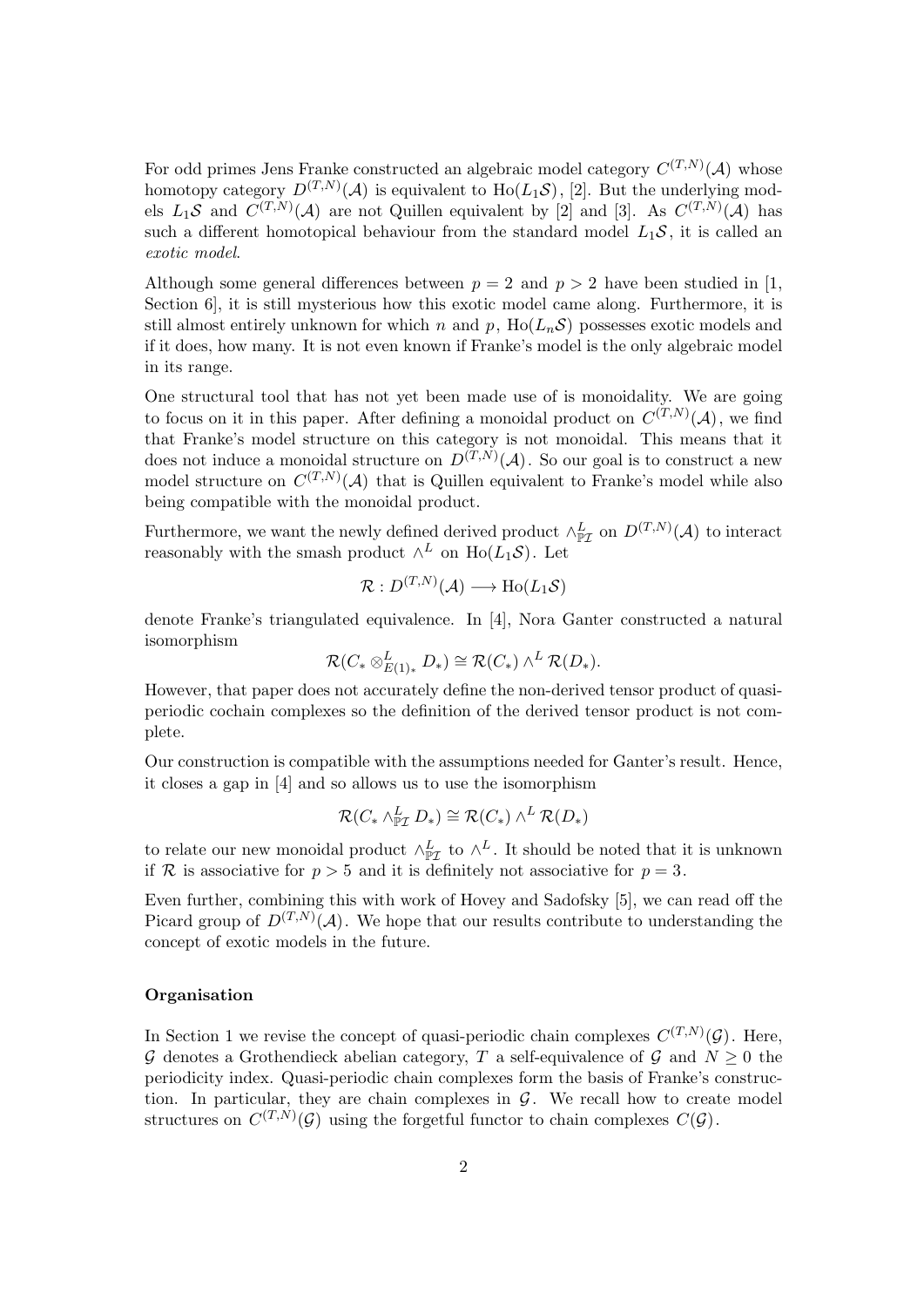For odd primes Jens Franke constructed an algebraic model category $C^{(T,N)}(\mathcal{A})$ whose homotopy category $D^{(T,N)}(\mathcal{A})$ is equivalent to $\mathrm{Ho}(L_1\mathcal{S})$, [2]. But the underlying models $L_1\mathcal{S}$ and $C^{(T,N)}(\mathcal{A})$ are not Quillen equivalent by [2] and [3]. As $C^{(T,N)}(\mathcal{A})$ has such a different homotopical behaviour from the standard model $L_1\mathcal{S}$, it is called an *exotic model*.

Although some general differences between $p = 2$ and $p > 2$ have been studied in [1, Section 6], it is still mysterious how this exotic model came along. Furthermore, it is still almost entirely unknown for which $n$ and $p$, $\mathrm{Ho}(L_n\mathcal{S})$ possesses exotic models and if it does, how many. It is not even known if Franke's model is the only algebraic model in its range.

One structural tool that has not yet been made use of is monoidality. We are going to focus on it in this paper. After defining a monoidal product on $C^{(T,N)}(\mathcal{A})$, we find that Franke's model structure on this category is not monoidal. This means that it does not induce a monoidal structure on $D^{(T,N)}(\mathcal{A})$. So our goal is to construct a new model structure on $C^{(T,N)}(\mathcal{A})$ that is Quillen equivalent to Franke's model while also being compatible with the monoidal product.

Furthermore, we want the newly defined derived product $\wedge^L_{\mathbb{P}\mathcal{I}}$ on $D^{(T,N)}(\mathcal{A})$ to interact reasonably with the smash product $\wedge^L$ on $\mathrm{Ho}(L_1\mathcal{S})$. Let

$$\mathcal{R} : D^{(T,N)}(\mathcal{A}) \longrightarrow \mathrm{Ho}(L_1\mathcal{S})$$

denote Franke's triangulated equivalence. In [4], Nora Ganter constructed a natural isomorphism

$$\mathcal{R}(C_* \otimes^L_{E(1)_*} D_*) \cong \mathcal{R}(C_*) \wedge^L \mathcal{R}(D_*).$$

However, that paper does not accurately define the non-derived tensor product of quasi-periodic cochain complexes so the definition of the derived tensor product is not complete.

Our construction is compatible with the assumptions needed for Ganter's result. Hence, it closes a gap in [4] and so allows us to use the isomorphism

$$\mathcal{R}(C_* \wedge^L_{\mathbb{P}\mathcal{I}} D_*) \cong \mathcal{R}(C_*) \wedge^L \mathcal{R}(D_*)$$

to relate our new monoidal product $\wedge^L_{\mathbb{P}\mathcal{I}}$ to $\wedge^L$. It should be noted that it is unknown if $\mathcal{R}$ is associative for $p > 5$ and it is definitely not associative for $p = 3$.

Even further, combining this with work of Hovey and Sadofsky [5], we can read off the Picard group of $D^{(T,N)}(\mathcal{A})$. We hope that our results contribute to understanding the concept of exotic models in the future.

#### Organisation

In Section 1 we revise the concept of quasi-periodic chain complexes $C^{(T,N)}(\mathcal{G})$. Here, $\mathcal{G}$ denotes a Grothendieck abelian category, $T$ a self-equivalence of $\mathcal{G}$ and $N \geq 0$ the periodicity index. Quasi-periodic chain complexes form the basis of Franke's construction. In particular, they are chain complexes in $\mathcal{G}$. We recall how to create model structures on $C^{(T,N)}(\mathcal{G})$ using the forgetful functor to chain complexes $C(\mathcal{G})$.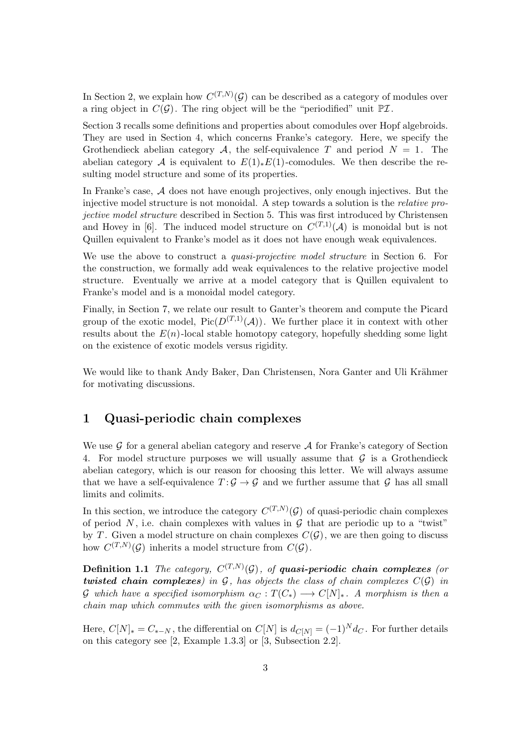In Section 2, we explain how $C^{(T,N)}(\mathcal{G})$ can be described as a category of modules over a ring object in $C(\mathcal{G})$. The ring object will be the "periodified" unit $\mathbb{P}\mathcal{I}$.

Section 3 recalls some definitions and properties about comodules over Hopf algebroids. They are used in Section 4, which concerns Franke's category. Here, we specify the Grothendieck abelian category $\mathcal{A}$, the self-equivalence $T$ and period $N = 1$. The abelian category $\mathcal{A}$ is equivalent to $E(1)_*E(1)$-comodules. We then describe the resulting model structure and some of its properties.

In Franke's case, $\mathcal{A}$ does not have enough projectives, only enough injectives. But the injective model structure is not monoidal. A step towards a solution is the *relative projective model structure* described in Section 5. This was first introduced by Christensen and Hovey in [6]. The induced model structure on $C^{(T,1)}(\mathcal{A})$ is monoidal but is not Quillen equivalent to Franke's model as it does not have enough weak equivalences.

We use the above to construct a *quasi-projective model structure* in Section 6. For the construction, we formally add weak equivalences to the relative projective model structure. Eventually we arrive at a model category that is Quillen equivalent to Franke's model and is a monoidal model category.

Finally, in Section 7, we relate our result to Ganter's theorem and compute the Picard group of the exotic model, $\mathrm{Pic}(D^{(T,1)}(\mathcal{A}))$. We further place it in context with other results about the $E(n)$-local stable homotopy category, hopefully shedding some light on the existence of exotic models versus rigidity.

We would like to thank Andy Baker, Dan Christensen, Nora Ganter and Uli Krähmer for motivating discussions.

## 1 Quasi-periodic chain complexes

We use $\mathcal{G}$ for a general abelian category and reserve $\mathcal{A}$ for Franke's category of Section 4. For model structure purposes we will usually assume that $\mathcal{G}$ is a Grothendieck abelian category, which is our reason for choosing this letter. We will always assume that we have a self-equivalence $T\colon \mathcal{G} \to \mathcal{G}$ and we further assume that $\mathcal{G}$ has all small limits and colimits.

In this section, we introduce the category $C^{(T,N)}(\mathcal{G})$ of quasi-periodic chain complexes of period $N$, i.e. chain complexes with values in $\mathcal{G}$ that are periodic up to a "twist" by $T$. Given a model structure on chain complexes $C(\mathcal{G})$, we are then going to discuss how $C^{(T,N)}(\mathcal{G})$ inherits a model structure from $C(\mathcal{G})$.

**Definition 1.1** *The category, $C^{(T,N)}(\mathcal{G})$, of* ***quasi-periodic chain complexes*** *(or* ***twisted chain complexes****) in $\mathcal{G}$, has objects the class of chain complexes $C(\mathcal{G})$ in $\mathcal{G}$ which have a specified isomorphism $\alpha_C : T(C_*) \longrightarrow C[N]_*$. A morphism is then a chain map which commutes with the given isomorphisms as above.*

Here, $C[N]_* = C_{*-N}$, the differential on $C[N]$ is $d_{C[N]} = (-1)^N d_C$. For further details on this category see [2, Example 1.3.3] or [3, Subsection 2.2].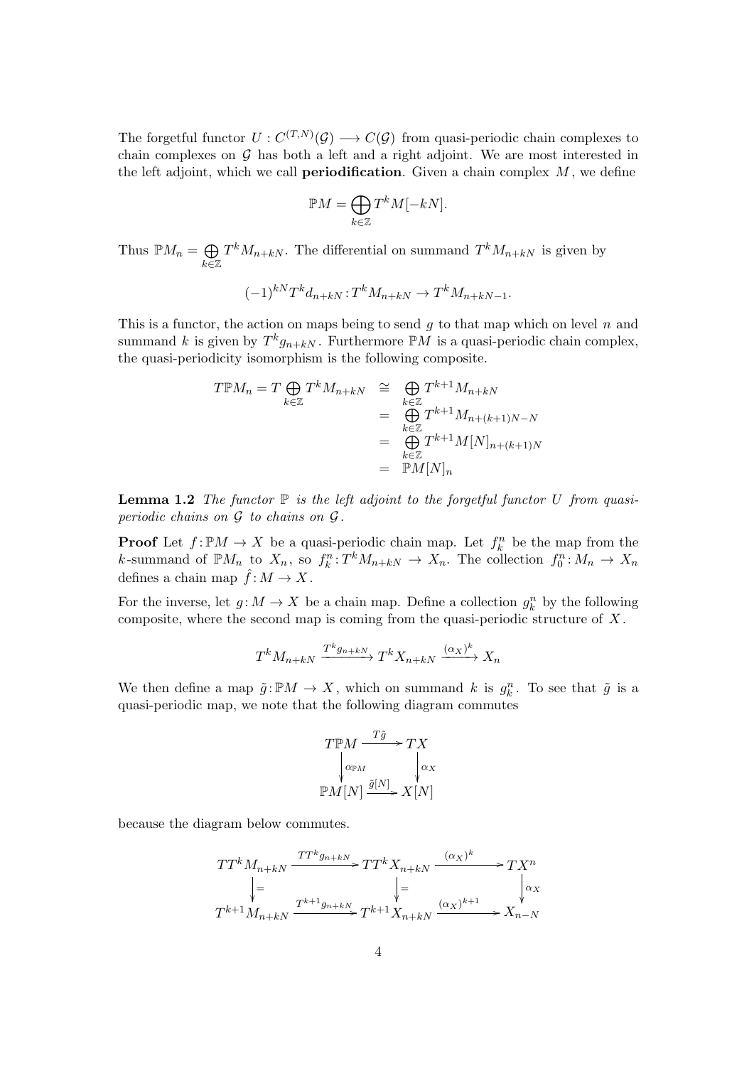The forgetful functor $U : C^{(T,N)}(\mathcal{G}) \longrightarrow C(\mathcal{G})$ from quasi-periodic chain complexes to chain complexes on $\mathcal{G}$ has both a left and a right adjoint. We are most interested in the left adjoint, which we call **periodification**. Given a chain complex $M$, we define

$$\mathbb{P}M = \bigoplus_{k\in\mathbb{Z}} T^k M[-kN].$$

Thus $\mathbb{P}M_n = \bigoplus_{k\in\mathbb{Z}} T^k M_{n+kN}$. The differential on summand $T^k M_{n+kN}$ is given by

$$(-1)^{kN} T^k d_{n+kN} : T^k M_{n+kN} \to T^k M_{n+kN-1}.$$

This is a functor, the action on maps being to send $g$ to that map which on level $n$ and summand $k$ is given by $T^k g_{n+kN}$. Furthermore $\mathbb{P}M$ is a quasi-periodic chain complex, the quasi-periodicity isomorphism is the following composite.

$$\begin{array}{rcl} T\mathbb{P}M_n = T \bigoplus\limits_{k\in\mathbb{Z}} T^k M_{n+kN} & \cong & \bigoplus\limits_{k\in\mathbb{Z}} T^{k+1} M_{n+kN} \\ & = & \bigoplus\limits_{k\in\mathbb{Z}} T^{k+1} M_{n+(k+1)N-N} \\ & = & \bigoplus\limits_{k\in\mathbb{Z}} T^{k+1} M[N]_{n+(k+1)N} \\ & = & \mathbb{P}M[N]_n \end{array}$$

**Lemma 1.2** *The functor $\mathbb{P}$ is the left adjoint to the forgetful functor $U$ from quasi-periodic chains on $\mathcal{G}$ to chains on $\mathcal{G}$.*

**Proof** Let $f : \mathbb{P}M \to X$ be a quasi-periodic chain map. Let $f^n_k$ be the map from the $k$-summand of $\mathbb{P}M_n$ to $X_n$, so $f^n_k : T^k M_{n+kN} \to X_n$. The collection $f^n_0 : M_n \to X_n$ defines a chain map $\hat{f} : M \to X$.

For the inverse, let $g : M \to X$ be a chain map. Define a collection $g^n_k$ by the following composite, where the second map is coming from the quasi-periodic structure of $X$.

$$T^k M_{n+kN} \xrightarrow{T^k g_{n+kN}} T^k X_{n+kN} \xrightarrow{(\alpha_X)^k} X_n$$

We then define a map $\tilde{g} : \mathbb{P}M \to X$, which on summand $k$ is $g^n_k$. To see that $\tilde{g}$ is a quasi-periodic map, we note that the following diagram commutes

$$\begin{array}{ccc} T\mathbb{P}M & \xrightarrow{T\tilde{g}} & TX \\ \downarrow{\scriptstyle \alpha_{\mathbb{P}M}} & & \downarrow{\scriptstyle \alpha_X} \\ \mathbb{P}M[N] & \xrightarrow{\tilde{g}[N]} & X[N] \end{array}$$

because the diagram below commutes.

$$\begin{array}{ccccc} TT^k M_{n+kN} & \xrightarrow{TT^k g_{n+kN}} & TT^k X_{n+kN} & \xrightarrow{(\alpha_X)^k} & TX^n \\ \downarrow{\scriptstyle =} & & \downarrow{\scriptstyle =} & & \downarrow{\scriptstyle \alpha_X} \\ T^{k+1} M_{n+kN} & \xrightarrow{T^{k+1} g_{n+kN}} & T^{k+1} X_{n+kN} & \xrightarrow{(\alpha_X)^{k+1}} & X_{n-N} \end{array}$$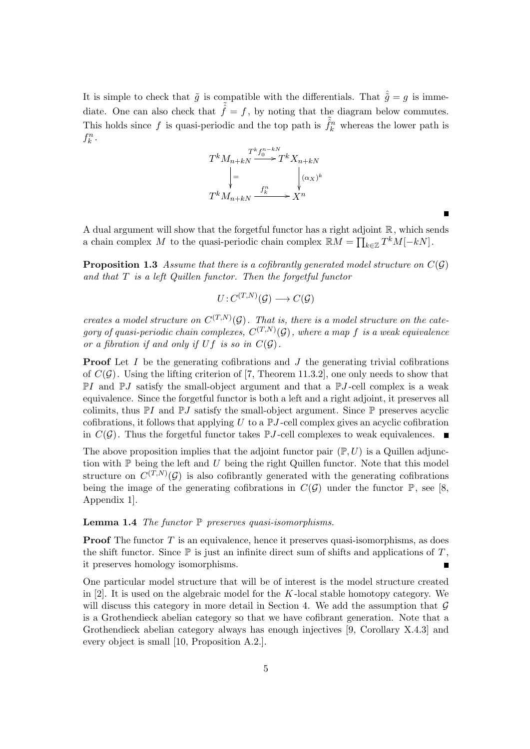It is simple to check that $\tilde{g}$ is compatible with the differentials. That $\hat{\tilde{g}} = g$ is immediate. One can also check that $\tilde{\hat{f}} = f$, by noting that the diagram below commutes. This holds since $f$ is quasi-periodic and the top path is $\tilde{\hat{f}}{}^n_k$ whereas the lower path is $f^n_k$.

$$\begin{array}{ccc} T^k M_{n+kN} & \xrightarrow{T^k f_0^{n-kN}} & T^k X_{n+kN} \\ \Big\downarrow{=} & & \Big\downarrow{(\alpha_X)^k} \\ T^k M_{n+kN} & \xrightarrow{f_k^n} & X^n \end{array}$$

■

A dual argument will show that the forgetful functor has a right adjoint $\mathbb{R}$, which sends a chain complex $M$ to the quasi-periodic chain complex $\mathbb{R}M = \prod_{k \in \mathbb{Z}} T^k M[-kN]$.

**Proposition 1.3** *Assume that there is a cofibrantly generated model structure on $C(\mathcal{G})$ and that $T$ is a left Quillen functor. Then the forgetful functor*

$$U \colon C^{(T,N)}(\mathcal{G}) \longrightarrow C(\mathcal{G})$$

*creates a model structure on $C^{(T,N)}(\mathcal{G})$. That is, there is a model structure on the category of quasi-periodic chain complexes, $C^{(T,N)}(\mathcal{G})$, where a map $f$ is a weak equivalence or a fibration if and only if $Uf$ is so in $C(\mathcal{G})$.*

**Proof** Let $I$ be the generating cofibrations and $J$ the generating trivial cofibrations of $C(\mathcal{G})$. Using the lifting criterion of [7, Theorem 11.3.2], one only needs to show that $\mathbb{P}I$ and $\mathbb{P}J$ satisfy the small-object argument and that a $\mathbb{P}J$-cell complex is a weak equivalence. Since the forgetful functor is both a left and a right adjoint, it preserves all colimits, thus $\mathbb{P}I$ and $\mathbb{P}J$ satisfy the small-object argument. Since $\mathbb{P}$ preserves acyclic cofibrations, it follows that applying $U$ to a $\mathbb{P}J$-cell complex gives an acyclic cofibration in $C(\mathcal{G})$. Thus the forgetful functor takes $\mathbb{P}J$-cell complexes to weak equivalences. ■

The above proposition implies that the adjoint functor pair $(\mathbb{P}, U)$ is a Quillen adjunction with $\mathbb{P}$ being the left and $U$ being the right Quillen functor. Note that this model structure on $C^{(T,N)}(\mathcal{G})$ is also cofibrantly generated with the generating cofibrations being the image of the generating cofibrations in $C(\mathcal{G})$ under the functor $\mathbb{P}$, see [8, Appendix 1].

**Lemma 1.4** *The functor $\mathbb{P}$ preserves quasi-isomorphisms.*

**Proof** The functor $T$ is an equivalence, hence it preserves quasi-isomorphisms, as does the shift functor. Since $\mathbb{P}$ is just an infinite direct sum of shifts and applications of $T$, it preserves homology isomorphisms. ■

One particular model structure that will be of interest is the model structure created in [2]. It is used on the algebraic model for the $K$-local stable homotopy category. We will discuss this category in more detail in Section 4. We add the assumption that $\mathcal{G}$ is a Grothendieck abelian category so that we have cofibrant generation. Note that a Grothendieck abelian category always has enough injectives [9, Corollary X.4.3] and every object is small [10, Proposition A.2.].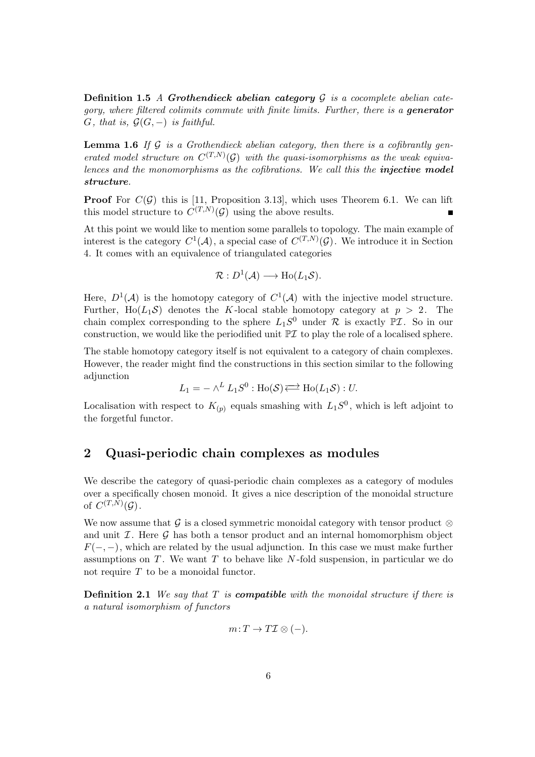**Definition 1.5** *A **Grothendieck abelian category** $\mathcal{G}$ is a cocomplete abelian category, where filtered colimits commute with finite limits. Further, there is a **generator** $G$, that is, $\mathcal{G}(G,-)$ is faithful.*

**Lemma 1.6** *If $\mathcal{G}$ is a Grothendieck abelian category, then there is a cofibrantly generated model structure on $C^{(T,N)}(\mathcal{G})$ with the quasi-isomorphisms as the weak equivalences and the monomorphisms as the cofibrations. We call this the **injective model structure**.*

**Proof** For $C(\mathcal{G})$ this is [11, Proposition 3.13], which uses Theorem 6.1. We can lift this model structure to $C^{(T,N)}(\mathcal{G})$ using the above results. ∎

At this point we would like to mention some parallels to topology. The main example of interest is the category $C^1(\mathcal{A})$, a special case of $C^{(T,N)}(\mathcal{G})$. We introduce it in Section 4. It comes with an equivalence of triangulated categories

$$\mathcal{R} : D^1(\mathcal{A}) \longrightarrow \mathrm{Ho}(L_1\mathcal{S}).$$

Here, $D^1(\mathcal{A})$ is the homotopy category of $C^1(\mathcal{A})$ with the injective model structure. Further, $\mathrm{Ho}(L_1\mathcal{S})$ denotes the $K$-local stable homotopy category at $p > 2$. The chain complex corresponding to the sphere $L_1S^0$ under $\mathcal{R}$ is exactly $\mathbb{P}\mathcal{I}$. So in our construction, we would like the periodified unit $\mathbb{P}\mathcal{I}$ to play the role of a localised sphere.

The stable homotopy category itself is not equivalent to a category of chain complexes. However, the reader might find the constructions in this section similar to the following adjunction

$$L_1 = - \wedge^L L_1S^0 : \mathrm{Ho}(\mathcal{S}) \rightleftarrows \mathrm{Ho}(L_1\mathcal{S}) : U.$$

Localisation with respect to $K_{(p)}$ equals smashing with $L_1S^0$, which is left adjoint to the forgetful functor.

## 2 Quasi-periodic chain complexes as modules

We describe the category of quasi-periodic chain complexes as a category of modules over a specifically chosen monoid. It gives a nice description of the monoidal structure of $C^{(T,N)}(\mathcal{G})$.

We now assume that $\mathcal{G}$ is a closed symmetric monoidal category with tensor product $\otimes$ and unit $\mathcal{I}$. Here $\mathcal{G}$ has both a tensor product and an internal homomorphism object $F(-,-)$, which are related by the usual adjunction. In this case we must make further assumptions on $T$. We want $T$ to behave like $N$-fold suspension, in particular we do not require $T$ to be a monoidal functor.

**Definition 2.1** *We say that $T$ is **compatible** with the monoidal structure if there is a natural isomorphism of functors*

$$m\colon T \to T\mathcal{I} \otimes (-).$$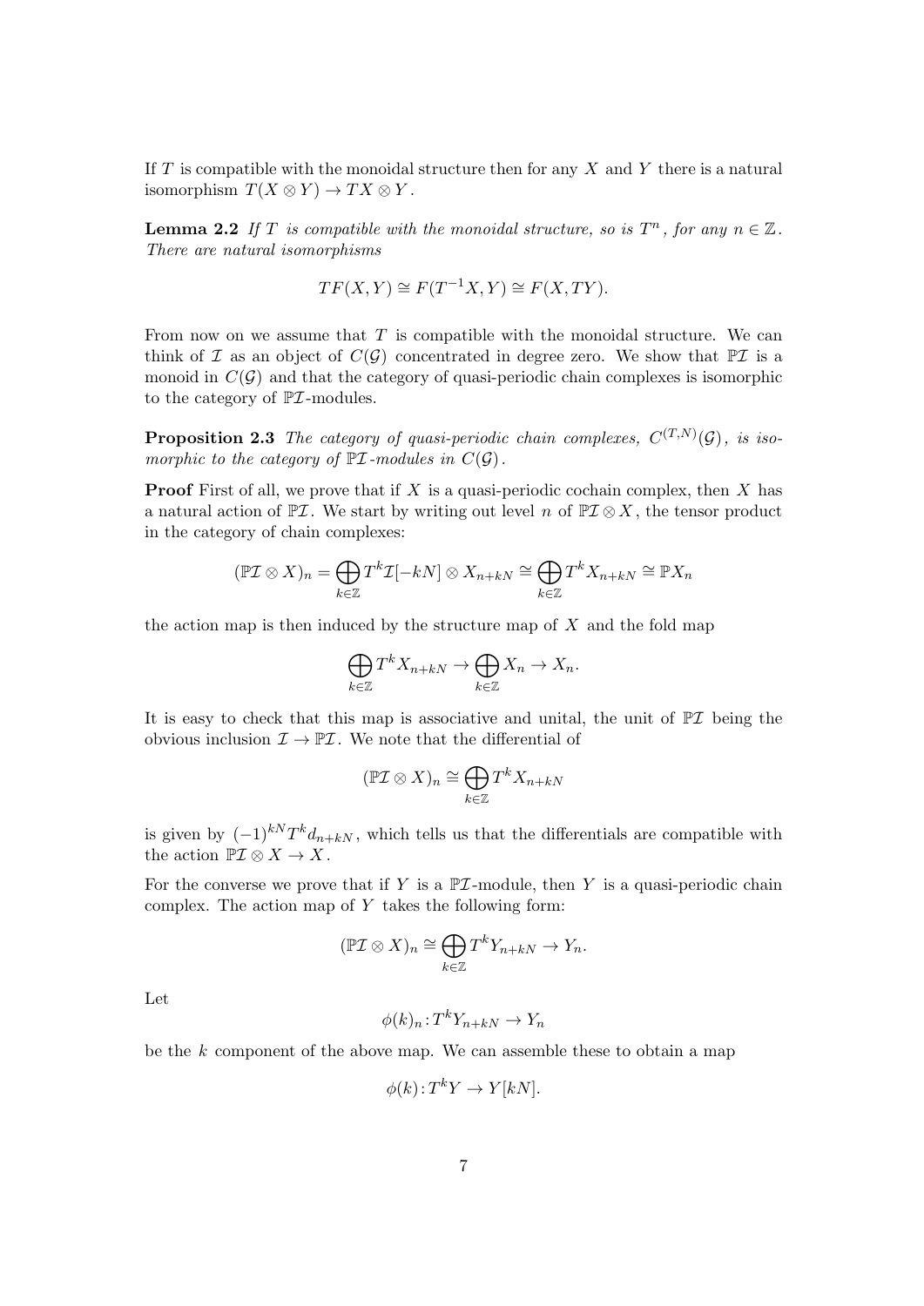If $T$ is compatible with the monoidal structure then for any $X$ and $Y$ there is a natural isomorphism $T(X \otimes Y) \to TX \otimes Y$.

**Lemma 2.2** *If $T$ is compatible with the monoidal structure, so is $T^n$, for any $n \in \mathbb{Z}$. There are natural isomorphisms*

$$TF(X,Y) \cong F(T^{-1}X, Y) \cong F(X, TY).$$

From now on we assume that $T$ is compatible with the monoidal structure. We can think of $\mathcal{I}$ as an object of $C(\mathcal{G})$ concentrated in degree zero. We show that $\mathbb{P}\mathcal{I}$ is a monoid in $C(\mathcal{G})$ and that the category of quasi-periodic chain complexes is isomorphic to the category of $\mathbb{P}\mathcal{I}$-modules.

**Proposition 2.3** *The category of quasi-periodic chain complexes, $C^{(T,N)}(\mathcal{G})$, is isomorphic to the category of $\mathbb{P}\mathcal{I}$-modules in $C(\mathcal{G})$.*

**Proof** First of all, we prove that if $X$ is a quasi-periodic cochain complex, then $X$ has a natural action of $\mathbb{P}\mathcal{I}$. We start by writing out level $n$ of $\mathbb{P}\mathcal{I} \otimes X$, the tensor product in the category of chain complexes:

$$(\mathbb{P}\mathcal{I} \otimes X)_n = \bigoplus_{k \in \mathbb{Z}} T^k \mathcal{I}[-kN] \otimes X_{n+kN} \cong \bigoplus_{k \in \mathbb{Z}} T^k X_{n+kN} \cong \mathbb{P}X_n$$

the action map is then induced by the structure map of $X$ and the fold map

$$\bigoplus_{k \in \mathbb{Z}} T^k X_{n+kN} \to \bigoplus_{k \in \mathbb{Z}} X_n \to X_n.$$

It is easy to check that this map is associative and unital, the unit of $\mathbb{P}\mathcal{I}$ being the obvious inclusion $\mathcal{I} \to \mathbb{P}\mathcal{I}$. We note that the differential of

$$(\mathbb{P}\mathcal{I} \otimes X)_n \cong \bigoplus_{k \in \mathbb{Z}} T^k X_{n+kN}$$

is given by $(-1)^{kN} T^k d_{n+kN}$, which tells us that the differentials are compatible with the action $\mathbb{P}\mathcal{I} \otimes X \to X$.

For the converse we prove that if $Y$ is a $\mathbb{P}\mathcal{I}$-module, then $Y$ is a quasi-periodic chain complex. The action map of $Y$ takes the following form:

$$(\mathbb{P}\mathcal{I} \otimes X)_n \cong \bigoplus_{k \in \mathbb{Z}} T^k Y_{n+kN} \to Y_n.$$

Let

$$\phi(k)_n : T^k Y_{n+kN} \to Y_n$$

be the $k$ component of the above map. We can assemble these to obtain a map

$$\phi(k) : T^k Y \to Y[kN].$$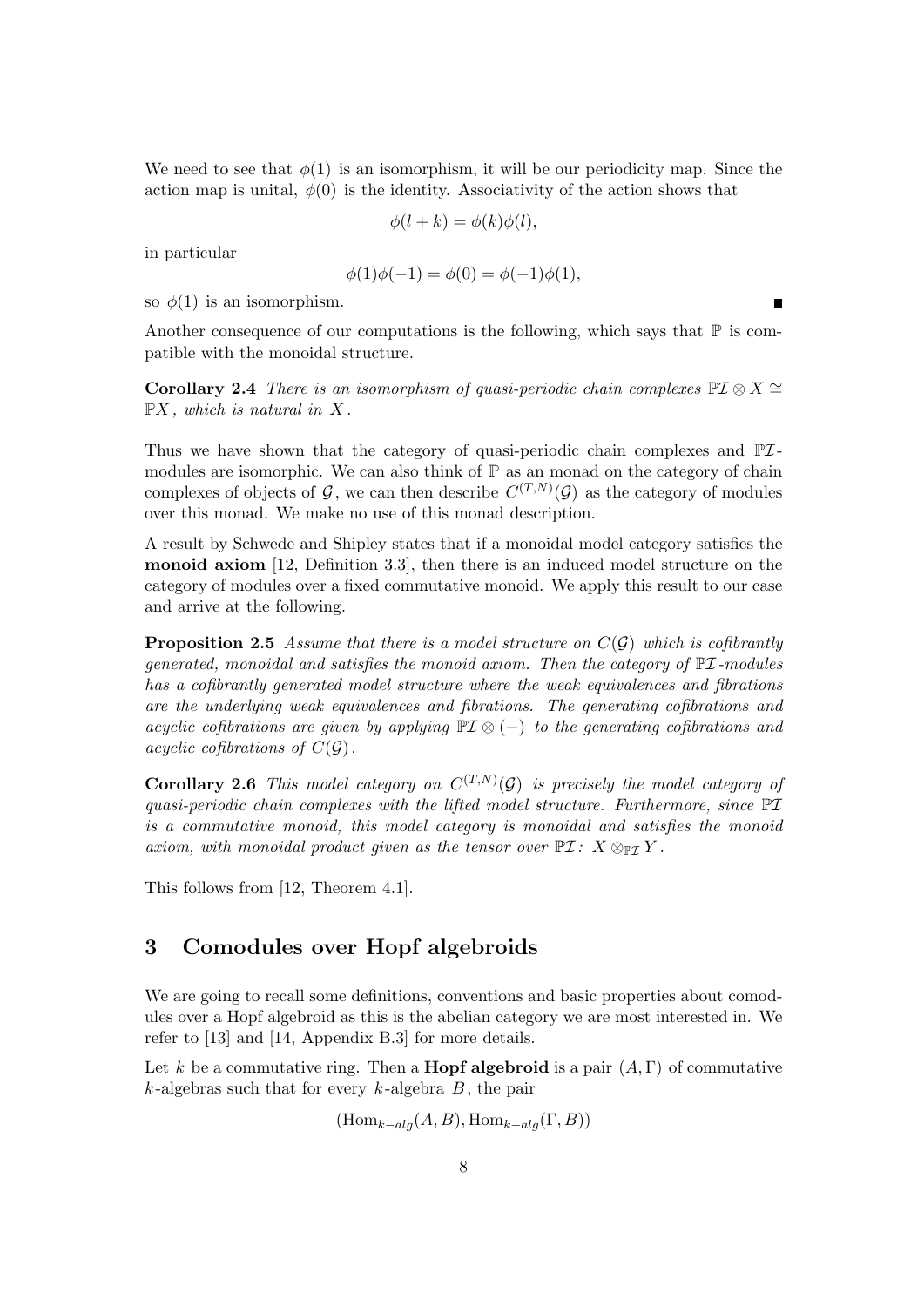We need to see that $\phi(1)$ is an isomorphism, it will be our periodicity map. Since the action map is unital, $\phi(0)$ is the identity. Associativity of the action shows that

$$\phi(l+k) = \phi(k)\phi(l),$$

in particular

$$\phi(1)\phi(-1) = \phi(0) = \phi(-1)\phi(1),$$

so $\phi(1)$ is an isomorphism. ∎

Another consequence of our computations is the following, which says that $\mathbb{P}$ is compatible with the monoidal structure.

**Corollary 2.4** *There is an isomorphism of quasi-periodic chain complexes $\mathbb{P}\mathcal{I} \otimes X \cong \mathbb{P}X$, which is natural in $X$.*

Thus we have shown that the category of quasi-periodic chain complexes and $\mathbb{P}\mathcal{I}$-modules are isomorphic. We can also think of $\mathbb{P}$ as an monad on the category of chain complexes of objects of $\mathcal{G}$, we can then describe $C^{(T,N)}(\mathcal{G})$ as the category of modules over this monad. We make no use of this monad description.

A result by Schwede and Shipley states that if a monoidal model category satisfies the **monoid axiom** [12, Definition 3.3], then there is an induced model structure on the category of modules over a fixed commutative monoid. We apply this result to our case and arrive at the following.

**Proposition 2.5** *Assume that there is a model structure on $C(\mathcal{G})$ which is cofibrantly generated, monoidal and satisfies the monoid axiom. Then the category of $\mathbb{P}\mathcal{I}$-modules has a cofibrantly generated model structure where the weak equivalences and fibrations are the underlying weak equivalences and fibrations. The generating cofibrations and acyclic cofibrations are given by applying $\mathbb{P}\mathcal{I} \otimes (-)$ to the generating cofibrations and acyclic cofibrations of $C(\mathcal{G})$.*

**Corollary 2.6** *This model category on $C^{(T,N)}(\mathcal{G})$ is precisely the model category of quasi-periodic chain complexes with the lifted model structure. Furthermore, since $\mathbb{P}\mathcal{I}$ is a commutative monoid, this model category is monoidal and satisfies the monoid axiom, with monoidal product given as the tensor over $\mathbb{P}\mathcal{I}$: $X \otimes_{\mathbb{P}\mathcal{I}} Y$.*

This follows from [12, Theorem 4.1].

## 3 Comodules over Hopf algebroids

We are going to recall some definitions, conventions and basic properties about comodules over a Hopf algebroid as this is the abelian category we are most interested in. We refer to [13] and [14, Appendix B.3] for more details.

Let $k$ be a commutative ring. Then a **Hopf algebroid** is a pair $(A, \Gamma)$ of commutative $k$-algebras such that for every $k$-algebra $B$, the pair

$$(\mathrm{Hom}_{k-alg}(A, B), \mathrm{Hom}_{k-alg}(\Gamma, B))$$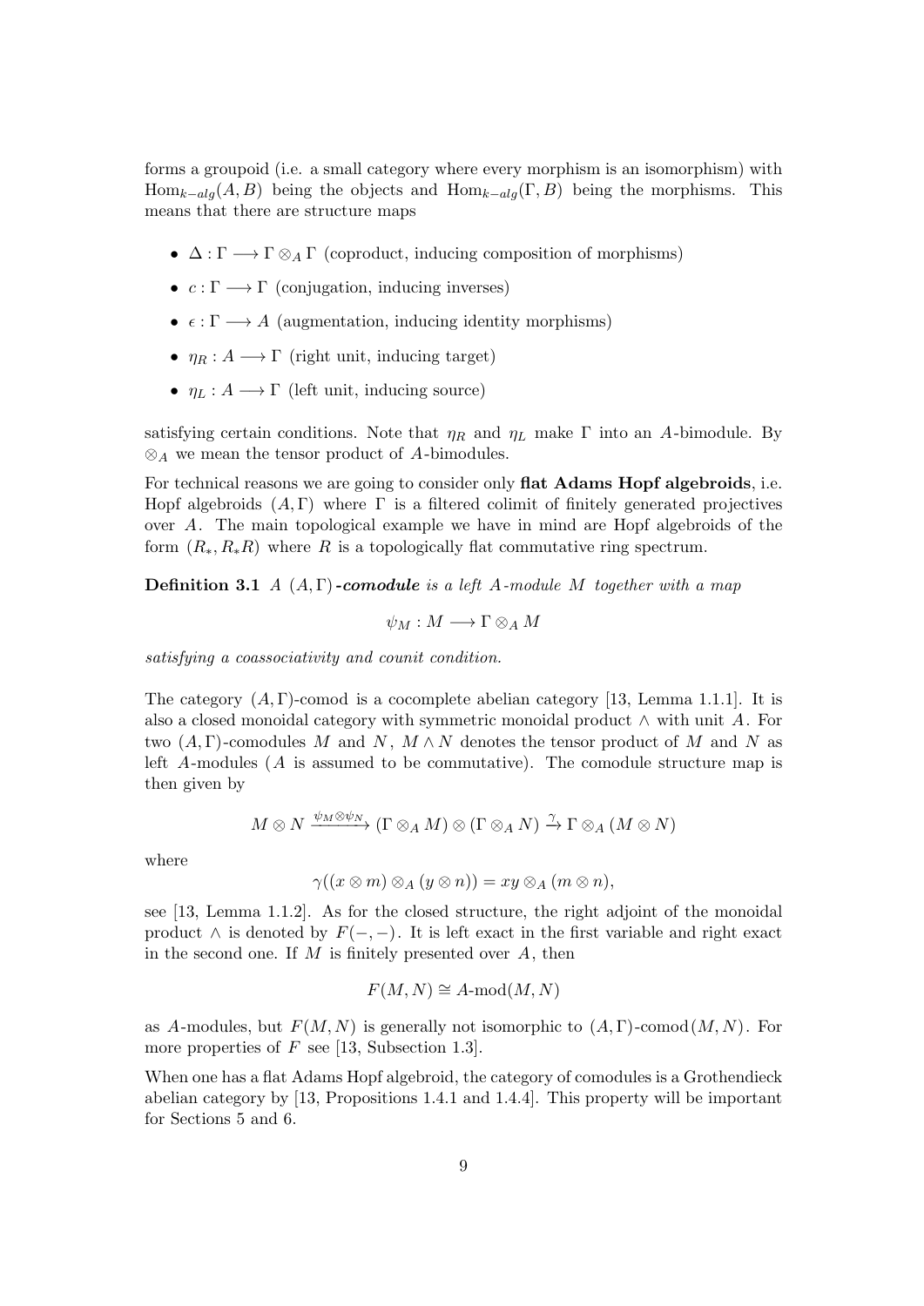forms a groupoid (i.e. a small category where every morphism is an isomorphism) with $\mathrm{Hom}_{k-alg}(A, B)$ being the objects and $\mathrm{Hom}_{k-alg}(\Gamma, B)$ being the morphisms. This means that there are structure maps

- $\Delta : \Gamma \longrightarrow \Gamma \otimes_A \Gamma$ (coproduct, inducing composition of morphisms)
- $c : \Gamma \longrightarrow \Gamma$ (conjugation, inducing inverses)
- $\epsilon : \Gamma \longrightarrow A$ (augmentation, inducing identity morphisms)
- $\eta_R : A \longrightarrow \Gamma$ (right unit, inducing target)
- $\eta_L : A \longrightarrow \Gamma$ (left unit, inducing source)

satisfying certain conditions. Note that $\eta_R$ and $\eta_L$ make $\Gamma$ into an $A$-bimodule. By $\otimes_A$ we mean the tensor product of $A$-bimodules.

For technical reasons we are going to consider only **flat Adams Hopf algebroids**, i.e. Hopf algebroids $(A, \Gamma)$ where $\Gamma$ is a filtered colimit of finitely generated projectives over $A$. The main topological example we have in mind are Hopf algebroids of the form $(R_*, R_*R)$ where $R$ is a topologically flat commutative ring spectrum.

**Definition 3.1** *A* $(A, \Gamma)$***-comodule*** *is a left* $A$*-module* $M$ *together with a map*

$$\psi_M : M \longrightarrow \Gamma \otimes_A M$$

*satisfying a coassociativity and counit condition.*

The category $(A, \Gamma)$-comod is a cocomplete abelian category [13, Lemma 1.1.1]. It is also a closed monoidal category with symmetric monoidal product $\wedge$ with unit $A$. For two $(A, \Gamma)$-comodules $M$ and $N$, $M \wedge N$ denotes the tensor product of $M$ and $N$ as left $A$-modules ($A$ is assumed to be commutative). The comodule structure map is then given by

$$M \otimes N \xrightarrow{\psi_M \otimes \psi_N} (\Gamma \otimes_A M) \otimes (\Gamma \otimes_A N) \xrightarrow{\gamma} \Gamma \otimes_A (M \otimes N)$$

where

$$\gamma((x \otimes m) \otimes_A (y \otimes n)) = xy \otimes_A (m \otimes n),$$

see [13, Lemma 1.1.2]. As for the closed structure, the right adjoint of the monoidal product $\wedge$ is denoted by $F(-,-)$. It is left exact in the first variable and right exact in the second one. If $M$ is finitely presented over $A$, then

$$F(M, N) \cong A\text{-mod}(M, N)$$

as $A$-modules, but $F(M, N)$ is generally not isomorphic to $(A, \Gamma)\text{-comod}(M, N)$. For more properties of $F$ see [13, Subsection 1.3].

When one has a flat Adams Hopf algebroid, the category of comodules is a Grothendieck abelian category by [13, Propositions 1.4.1 and 1.4.4]. This property will be important for Sections 5 and 6.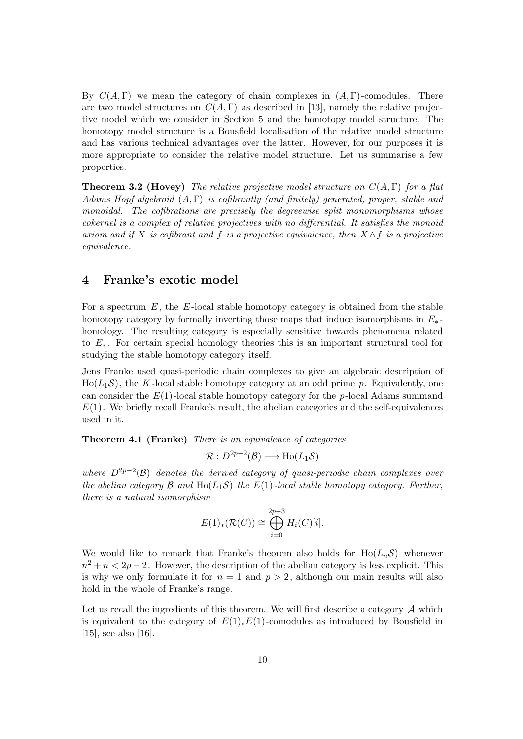By $C(A, \Gamma)$ we mean the category of chain complexes in $(A, \Gamma)$-comodules. There are two model structures on $C(A, \Gamma)$ as described in [13], namely the relative projective model which we consider in Section 5 and the homotopy model structure. The homotopy model structure is a Bousfield localisation of the relative model structure and has various technical advantages over the latter. However, for our purposes it is more appropriate to consider the relative model structure. Let us summarise a few properties.

**Theorem 3.2 (Hovey)** *The relative projective model structure on $C(A, \Gamma)$ for a flat Adams Hopf algebroid $(A, \Gamma)$ is cofibrantly (and finitely) generated, proper, stable and monoidal. The cofibrations are precisely the degreewise split monomorphisms whose cokernel is a complex of relative projectives with no differential. It satisfies the monoid axiom and if $X$ is cofibrant and $f$ is a projective equivalence, then $X \wedge f$ is a projective equivalence.*

# 4 Franke's exotic model

For a spectrum $E$, the $E$-local stable homotopy category is obtained from the stable homotopy category by formally inverting those maps that induce isomorphisms in $E_*$-homology. The resulting category is especially sensitive towards phenomena related to $E_*$. For certain special homology theories this is an important structural tool for studying the stable homotopy category itself.

Jens Franke used quasi-periodic chain complexes to give an algebraic description of $\mathrm{Ho}(L_1\mathcal{S})$, the $K$-local stable homotopy category at an odd prime $p$. Equivalently, one can consider the $E(1)$-local stable homotopy category for the $p$-local Adams summand $E(1)$. We briefly recall Franke's result, the abelian categories and the self-equivalences used in it.

**Theorem 4.1 (Franke)** *There is an equivalence of categories*

$$\mathcal{R} : D^{2p-2}(\mathcal{B}) \longrightarrow \mathrm{Ho}(L_1\mathcal{S})$$

*where $D^{2p-2}(\mathcal{B})$ denotes the derived category of quasi-periodic chain complexes over the abelian category $\mathcal{B}$ and $\mathrm{Ho}(L_1\mathcal{S})$ the $E(1)$-local stable homotopy category. Further, there is a natural isomorphism*

$$E(1)_*(\mathcal{R}(C)) \cong \bigoplus_{i=0}^{2p-3} H_i(C)[i].$$

We would like to remark that Franke's theorem also holds for $\mathrm{Ho}(L_n\mathcal{S})$ whenever $n^2 + n < 2p - 2$. However, the description of the abelian category is less explicit. This is why we only formulate it for $n = 1$ and $p > 2$, although our main results will also hold in the whole of Franke's range.

Let us recall the ingredients of this theorem. We will first describe a category $\mathcal{A}$ which is equivalent to the category of $E(1)_*E(1)$-comodules as introduced by Bousfield in [15], see also [16].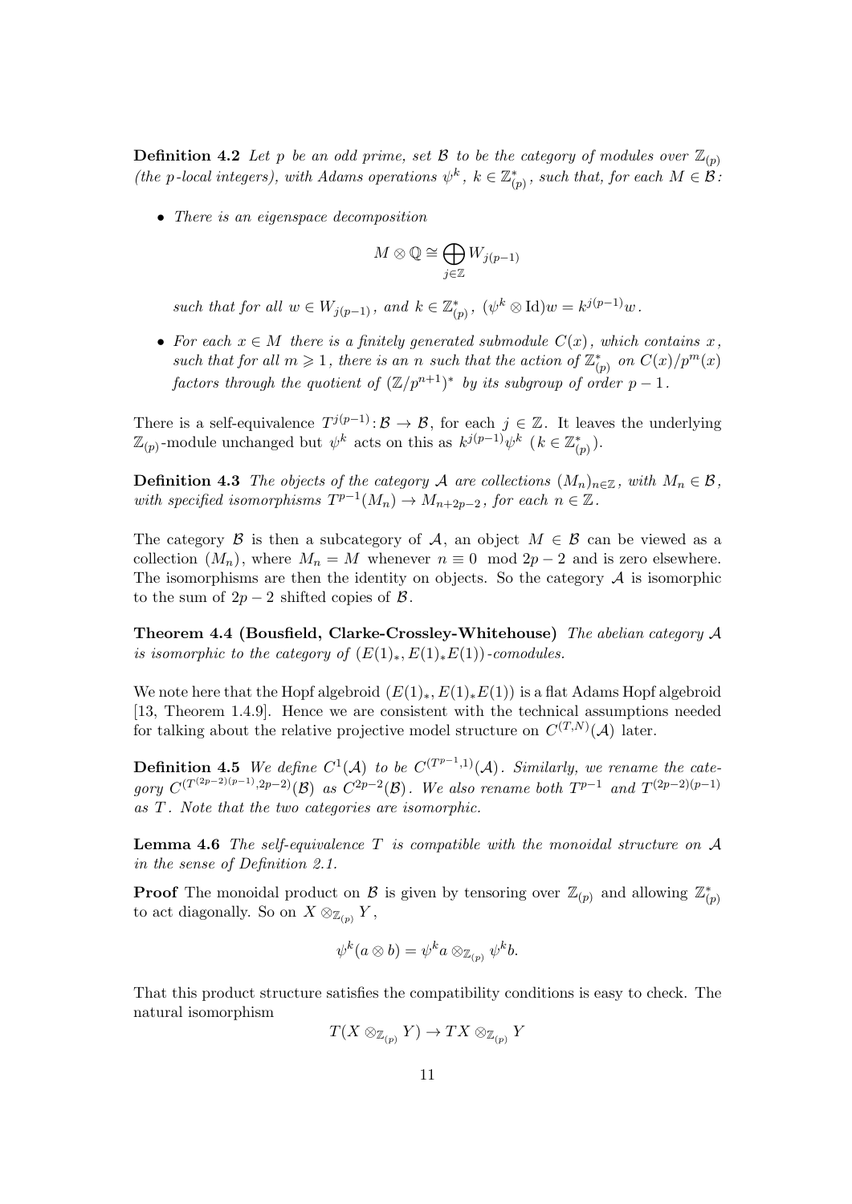**Definition 4.2** *Let $p$ be an odd prime, set $\mathcal{B}$ to be the category of modules over $\mathbb{Z}_{(p)}$ (the $p$-local integers), with Adams operations $\psi^k$, $k \in \mathbb{Z}_{(p)}^*$, such that, for each $M \in \mathcal{B}$:*

- *There is an eigenspace decomposition*

$$M \otimes \mathbb{Q} \cong \bigoplus_{j \in \mathbb{Z}} W_{j(p-1)}$$

*such that for all $w \in W_{j(p-1)}$, and $k \in \mathbb{Z}_{(p)}^*$, $(\psi^k \otimes \mathrm{Id})w = k^{j(p-1)}w$.*

- *For each $x \in M$ there is a finitely generated submodule $C(x)$, which contains $x$, such that for all $m \geqslant 1$, there is an $n$ such that the action of $\mathbb{Z}_{(p)}^*$ on $C(x)/p^m(x)$ factors through the quotient of $(\mathbb{Z}/p^{n+1})^*$ by its subgroup of order $p-1$.*

There is a self-equivalence $T^{j(p-1)} \colon \mathcal{B} \to \mathcal{B}$, for each $j \in \mathbb{Z}$. It leaves the underlying $\mathbb{Z}_{(p)}$-module unchanged but $\psi^k$ acts on this as $k^{j(p-1)}\psi^k$ ($k \in \mathbb{Z}_{(p)}^*$).

**Definition 4.3** *The objects of the category $\mathcal{A}$ are collections $(M_n)_{n\in\mathbb{Z}}$, with $M_n \in \mathcal{B}$, with specified isomorphisms $T^{p-1}(M_n) \to M_{n+2p-2}$, for each $n \in \mathbb{Z}$.*

The category $\mathcal{B}$ is then a subcategory of $\mathcal{A}$, an object $M \in \mathcal{B}$ can be viewed as a collection $(M_n)$, where $M_n = M$ whenever $n \equiv 0 \mod 2p-2$ and is zero elsewhere. The isomorphisms are then the identity on objects. So the category $\mathcal{A}$ is isomorphic to the sum of $2p-2$ shifted copies of $\mathcal{B}$.

**Theorem 4.4 (Bousfield, Clarke-Crossley-Whitehouse)** *The abelian category $\mathcal{A}$ is isomorphic to the category of $(E(1)_*, E(1)_*E(1))$-comodules.*

We note here that the Hopf algebroid $(E(1)_*, E(1)_*E(1))$ is a flat Adams Hopf algebroid [13, Theorem 1.4.9]. Hence we are consistent with the technical assumptions needed for talking about the relative projective model structure on $C^{(T,N)}(\mathcal{A})$ later.

**Definition 4.5** *We define $C^1(\mathcal{A})$ to be $C^{(T^{p-1},1)}(\mathcal{A})$. Similarly, we rename the category $C^{(T^{(2p-2)(p-1)},2p-2)}(\mathcal{B})$ as $C^{2p-2}(\mathcal{B})$. We also rename both $T^{p-1}$ and $T^{(2p-2)(p-1)}$ as $T$. Note that the two categories are isomorphic.*

**Lemma 4.6** *The self-equivalence $T$ is compatible with the monoidal structure on $\mathcal{A}$ in the sense of Definition 2.1.*

**Proof** The monoidal product on $\mathcal{B}$ is given by tensoring over $\mathbb{Z}_{(p)}$ and allowing $\mathbb{Z}_{(p)}^*$ to act diagonally. So on $X \otimes_{\mathbb{Z}_{(p)}} Y$,

$$\psi^k(a \otimes b) = \psi^k a \otimes_{\mathbb{Z}_{(p)}} \psi^k b.$$

That this product structure satisfies the compatibility conditions is easy to check. The natural isomorphism

$$T(X \otimes_{\mathbb{Z}_{(p)}} Y) \to TX \otimes_{\mathbb{Z}_{(p)}} Y$$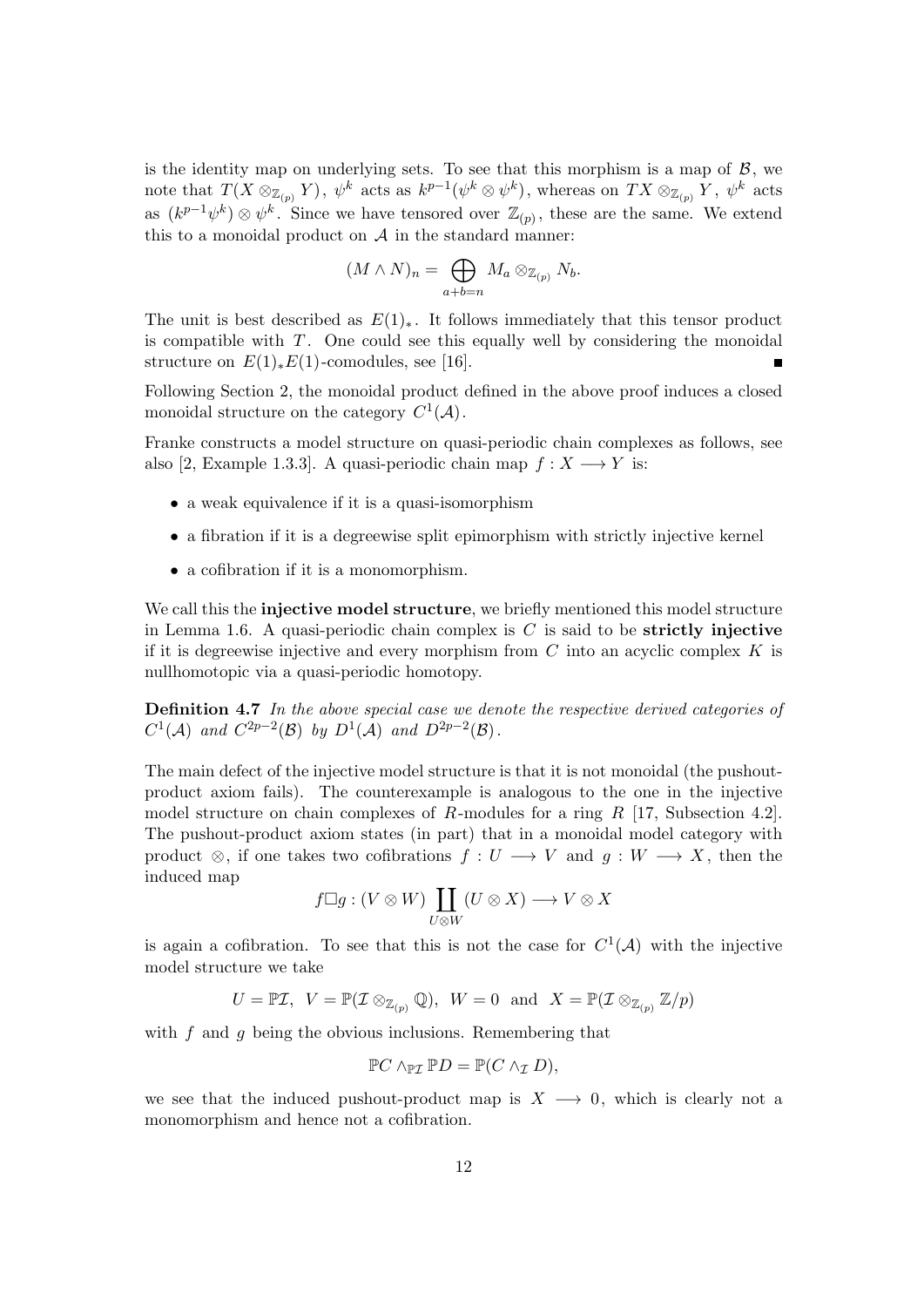is the identity map on underlying sets. To see that this morphism is a map of $\mathcal{B}$, we note that $T(X \otimes_{\mathbb{Z}_{(p)}} Y)$, $\psi^k$ acts as $k^{p-1}(\psi^k \otimes \psi^k)$, whereas on $TX \otimes_{\mathbb{Z}_{(p)}} Y$, $\psi^k$ acts as $(k^{p-1}\psi^k) \otimes \psi^k$. Since we have tensored over $\mathbb{Z}_{(p)}$, these are the same. We extend this to a monoidal product on $\mathcal{A}$ in the standard manner:

$$(M \wedge N)_n = \bigoplus_{a+b=n} M_a \otimes_{\mathbb{Z}_{(p)}} N_b.$$

The unit is best described as $E(1)_*$. It follows immediately that this tensor product is compatible with $T$. One could see this equally well by considering the monoidal structure on $E(1)_*E(1)$-comodules, see [16]. ∎

Following Section 2, the monoidal product defined in the above proof induces a closed monoidal structure on the category $C^1(\mathcal{A})$.

Franke constructs a model structure on quasi-periodic chain complexes as follows, see also [2, Example 1.3.3]. A quasi-periodic chain map $f : X \longrightarrow Y$ is:

- a weak equivalence if it is a quasi-isomorphism
- a fibration if it is a degreewise split epimorphism with strictly injective kernel
- a cofibration if it is a monomorphism.

We call this the **injective model structure**, we briefly mentioned this model structure in Lemma 1.6. A quasi-periodic chain complex is $C$ is said to be **strictly injective** if it is degreewise injective and every morphism from $C$ into an acyclic complex $K$ is nullhomotopic via a quasi-periodic homotopy.

**Definition 4.7** *In the above special case we denote the respective derived categories of $C^1(\mathcal{A})$ and $C^{2p-2}(\mathcal{B})$ by $D^1(\mathcal{A})$ and $D^{2p-2}(\mathcal{B})$.*

The main defect of the injective model structure is that it is not monoidal (the pushout-product axiom fails). The counterexample is analogous to the one in the injective model structure on chain complexes of $R$-modules for a ring $R$ [17, Subsection 4.2]. The pushout-product axiom states (in part) that in a monoidal model category with product $\otimes$, if one takes two cofibrations $f : U \longrightarrow V$ and $g : W \longrightarrow X$, then the induced map

$$f \Box g : (V \otimes W) \coprod_{U \otimes W} (U \otimes X) \longrightarrow V \otimes X$$

is again a cofibration. To see that this is not the case for $C^1(\mathcal{A})$ with the injective model structure we take

$$U = \mathbb{P}\mathcal{I}, \;\; V = \mathbb{P}(\mathcal{I} \otimes_{\mathbb{Z}_{(p)}} \mathbb{Q}), \;\; W = 0 \;\; \text{and} \;\; X = \mathbb{P}(\mathcal{I} \otimes_{\mathbb{Z}_{(p)}} \mathbb{Z}/p)$$

with $f$ and $g$ being the obvious inclusions. Remembering that

$$\mathbb{P}C \wedge_{\mathbb{P}\mathcal{I}} \mathbb{P}D = \mathbb{P}(C \wedge_{\mathcal{I}} D),$$

we see that the induced pushout-product map is $X \longrightarrow 0$, which is clearly not a monomorphism and hence not a cofibration.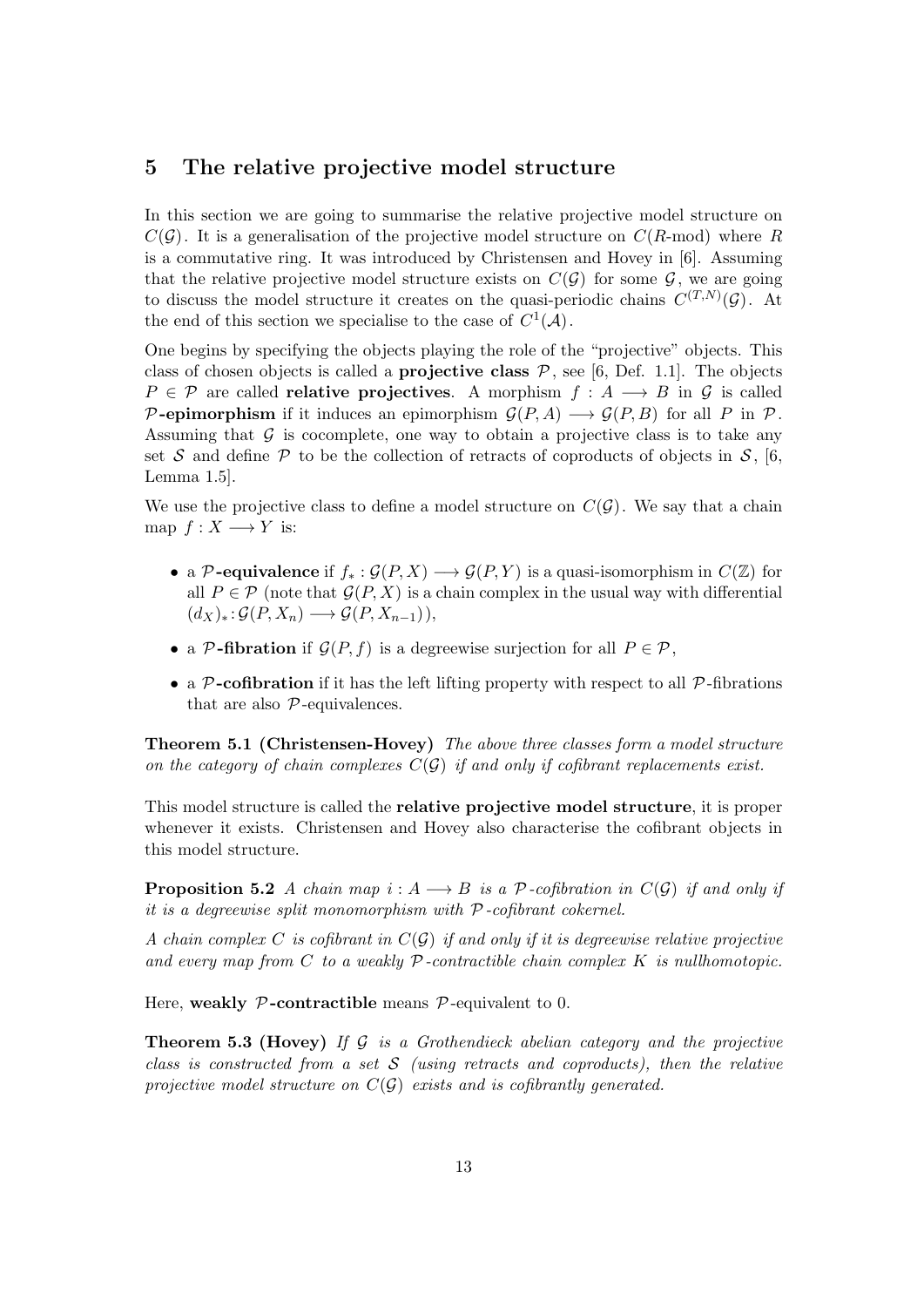# 5 The relative projective model structure

In this section we are going to summarise the relative projective model structure on $C(\mathcal{G})$. It is a generalisation of the projective model structure on $C(R\text{-mod})$ where $R$ is a commutative ring. It was introduced by Christensen and Hovey in [6]. Assuming that the relative projective model structure exists on $C(\mathcal{G})$ for some $\mathcal{G}$, we are going to discuss the model structure it creates on the quasi-periodic chains $C^{(T,N)}(\mathcal{G})$. At the end of this section we specialise to the case of $C^1(\mathcal{A})$.

One begins by specifying the objects playing the role of the "projective" objects. This class of chosen objects is called a **projective class** $\mathcal{P}$, see [6, Def. 1.1]. The objects $P \in \mathcal{P}$ are called **relative projectives**. A morphism $f : A \longrightarrow B$ in $\mathcal{G}$ is called **$\mathcal{P}$-epimorphism** if it induces an epimorphism $\mathcal{G}(P, A) \longrightarrow \mathcal{G}(P, B)$ for all $P$ in $\mathcal{P}$. Assuming that $\mathcal{G}$ is cocomplete, one way to obtain a projective class is to take any set $\mathcal{S}$ and define $\mathcal{P}$ to be the collection of retracts of coproducts of objects in $\mathcal{S}$, [6, Lemma 1.5].

We use the projective class to define a model structure on $C(\mathcal{G})$. We say that a chain map $f : X \longrightarrow Y$ is:

- a **$\mathcal{P}$-equivalence** if $f_* : \mathcal{G}(P, X) \longrightarrow \mathcal{G}(P, Y)$ is a quasi-isomorphism in $C(\mathbb{Z})$ for all $P \in \mathcal{P}$ (note that $\mathcal{G}(P, X)$ is a chain complex in the usual way with differential $(d_X)_* : \mathcal{G}(P, X_n) \longrightarrow \mathcal{G}(P, X_{n-1})$),
- a **$\mathcal{P}$-fibration** if $\mathcal{G}(P, f)$ is a degreewise surjection for all $P \in \mathcal{P}$,
- a **$\mathcal{P}$-cofibration** if it has the left lifting property with respect to all $\mathcal{P}$-fibrations that are also $\mathcal{P}$-equivalences.

**Theorem 5.1 (Christensen-Hovey)** *The above three classes form a model structure on the category of chain complexes $C(\mathcal{G})$ if and only if cofibrant replacements exist.*

This model structure is called the **relative projective model structure**, it is proper whenever it exists. Christensen and Hovey also characterise the cofibrant objects in this model structure.

**Proposition 5.2** *A chain map $i : A \longrightarrow B$ is a $\mathcal{P}$-cofibration in $C(\mathcal{G})$ if and only if it is a degreewise split monomorphism with $\mathcal{P}$-cofibrant cokernel.*

*A chain complex $C$ is cofibrant in $C(\mathcal{G})$ if and only if it is degreewise relative projective and every map from $C$ to a weakly $\mathcal{P}$-contractible chain complex $K$ is nullhomotopic.*

Here, **weakly $\mathcal{P}$-contractible** means $\mathcal{P}$-equivalent to 0.

**Theorem 5.3 (Hovey)** *If $\mathcal{G}$ is a Grothendieck abelian category and the projective class is constructed from a set $\mathcal{S}$ (using retracts and coproducts), then the relative projective model structure on $C(\mathcal{G})$ exists and is cofibrantly generated.*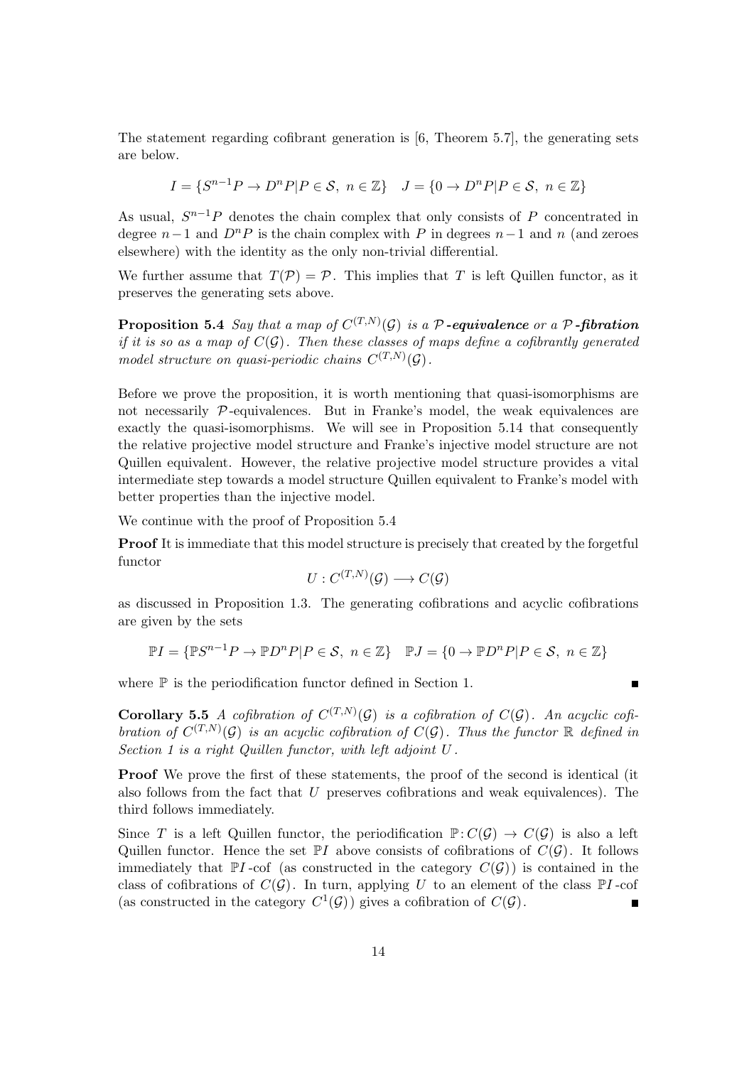The statement regarding cofibrant generation is [6, Theorem 5.7], the generating sets are below.

$$I = \{S^{n-1}P \to D^nP | P \in \mathcal{S},\ n \in \mathbb{Z}\} \quad J = \{0 \to D^nP | P \in \mathcal{S},\ n \in \mathbb{Z}\}$$

As usual, $S^{n-1}P$ denotes the chain complex that only consists of $P$ concentrated in degree $n-1$ and $D^nP$ is the chain complex with $P$ in degrees $n-1$ and $n$ (and zeroes elsewhere) with the identity as the only non-trivial differential.

We further assume that $T(\mathcal{P}) = \mathcal{P}$. This implies that $T$ is left Quillen functor, as it preserves the generating sets above.

**Proposition 5.4** *Say that a map of $C^{(T,N)}(\mathcal{G})$ is a **$\mathcal{P}$-equivalence** or a **$\mathcal{P}$-fibration** if it is so as a map of $C(\mathcal{G})$. Then these classes of maps define a cofibrantly generated model structure on quasi-periodic chains $C^{(T,N)}(\mathcal{G})$.*

Before we prove the proposition, it is worth mentioning that quasi-isomorphisms are not necessarily $\mathcal{P}$-equivalences. But in Franke's model, the weak equivalences are exactly the quasi-isomorphisms. We will see in Proposition 5.14 that consequently the relative projective model structure and Franke's injective model structure are not Quillen equivalent. However, the relative projective model structure provides a vital intermediate step towards a model structure Quillen equivalent to Franke's model with better properties than the injective model.

We continue with the proof of Proposition 5.4

**Proof** It is immediate that this model structure is precisely that created by the forgetful functor

$$U : C^{(T,N)}(\mathcal{G}) \longrightarrow C(\mathcal{G})$$

as discussed in Proposition 1.3. The generating cofibrations and acyclic cofibrations are given by the sets

$$\mathbb{P}I = \{\mathbb{P}S^{n-1}P \to \mathbb{P}D^nP | P \in \mathcal{S},\ n \in \mathbb{Z}\} \quad \mathbb{P}J = \{0 \to \mathbb{P}D^nP | P \in \mathcal{S},\ n \in \mathbb{Z}\}$$

where $\mathbb{P}$ is the periodification functor defined in Section 1. ∎

**Corollary 5.5** *A cofibration of $C^{(T,N)}(\mathcal{G})$ is a cofibration of $C(\mathcal{G})$. An acyclic cofibration of $C^{(T,N)}(\mathcal{G})$ is an acyclic cofibration of $C(\mathcal{G})$. Thus the functor $\mathbb{R}$ defined in Section 1 is a right Quillen functor, with left adjoint $U$.*

**Proof** We prove the first of these statements, the proof of the second is identical (it also follows from the fact that $U$ preserves cofibrations and weak equivalences). The third follows immediately.

Since $T$ is a left Quillen functor, the periodification $\mathbb{P}\colon C(\mathcal{G}) \to C(\mathcal{G})$ is also a left Quillen functor. Hence the set $\mathbb{P}I$ above consists of cofibrations of $C(\mathcal{G})$. It follows immediately that $\mathbb{P}I$-cof (as constructed in the category $C(\mathcal{G})$) is contained in the class of cofibrations of $C(\mathcal{G})$. In turn, applying $U$ to an element of the class $\mathbb{P}I$-cof (as constructed in the category $C^1(\mathcal{G})$) gives a cofibration of $C(\mathcal{G})$. ∎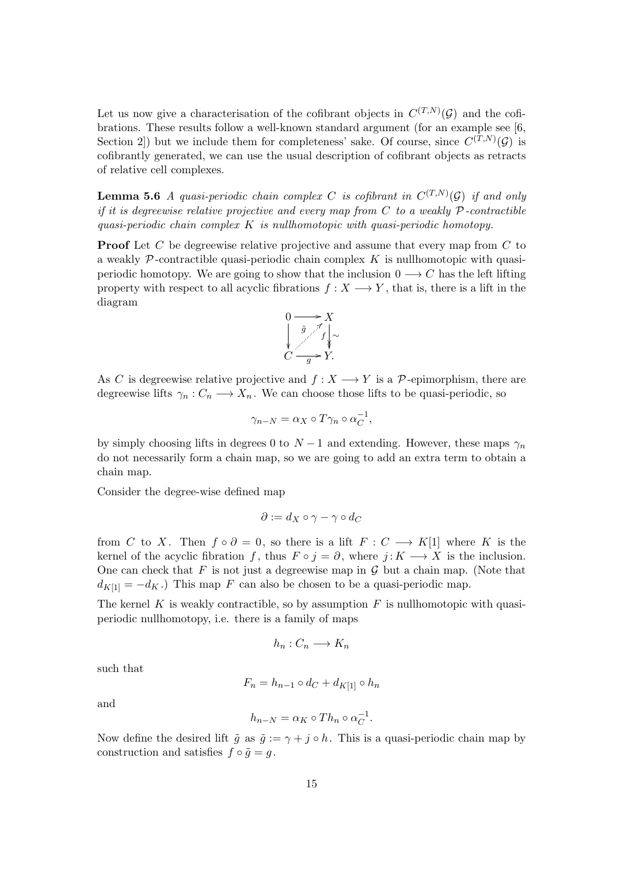Let us now give a characterisation of the cofibrant objects in $C^{(T,N)}(\mathcal{G})$ and the cofibrations. These results follow a well-known standard argument (for an example see [6, Section 2]) but we include them for completeness' sake. Of course, since $C^{(T,N)}(\mathcal{G})$ is cofibrantly generated, we can use the usual description of cofibrant objects as retracts of relative cell complexes.

**Lemma 5.6** *A quasi-periodic chain complex $C$ is cofibrant in $C^{(T,N)}(\mathcal{G})$ if and only if it is degreewise relative projective and every map from $C$ to a weakly $\mathcal{P}$-contractible quasi-periodic chain complex $K$ is nullhomotopic with quasi-periodic homotopy.*

**Proof** Let $C$ be degreewise relative projective and assume that every map from $C$ to a weakly $\mathcal{P}$-contractible quasi-periodic chain complex $K$ is nullhomotopic with quasi-periodic homotopy. We are going to show that the inclusion $0 \longrightarrow C$ has the left lifting property with respect to all acyclic fibrations $f: X \longrightarrow Y$, that is, there is a lift in the diagram

$$\begin{array}{ccc} 0 & \longrightarrow & X \\ \downarrow & \overset{\tilde{g}}{\nearrow} & \downarrow f \, \sim \\ C & \xrightarrow{g} & Y. \end{array}$$

As $C$ is degreewise relative projective and $f: X \longrightarrow Y$ is a $\mathcal{P}$-epimorphism, there are degreewise lifts $\gamma_n : C_n \longrightarrow X_n$. We can choose those lifts to be quasi-periodic, so

$$\gamma_{n-N} = \alpha_X \circ T\gamma_n \circ \alpha_C^{-1},$$

by simply choosing lifts in degrees 0 to $N-1$ and extending. However, these maps $\gamma_n$ do not necessarily form a chain map, so we are going to add an extra term to obtain a chain map.

Consider the degree-wise defined map

$$\partial := d_X \circ \gamma - \gamma \circ d_C$$

from $C$ to $X$. Then $f \circ \partial = 0$, so there is a lift $F: C \longrightarrow K[1]$ where $K$ is the kernel of the acyclic fibration $f$, thus $F \circ j = \partial$, where $j: K \longrightarrow X$ is the inclusion. One can check that $F$ is not just a degreewise map in $\mathcal{G}$ but a chain map. (Note that $d_{K[1]} = -d_K$.) This map $F$ can also be chosen to be a quasi-periodic map.

The kernel $K$ is weakly contractible, so by assumption $F$ is nullhomotopic with quasi-periodic nullhomotopy, i.e. there is a family of maps

$$h_n : C_n \longrightarrow K_n$$

such that

$$F_n = h_{n-1} \circ d_C + d_{K[1]} \circ h_n$$

and

$$h_{n-N} = \alpha_K \circ Th_n \circ \alpha_C^{-1}.$$

Now define the desired lift $\tilde{g}$ as $\tilde{g} := \gamma + j \circ h$. This is a quasi-periodic chain map by construction and satisfies $f \circ \tilde{g} = g$.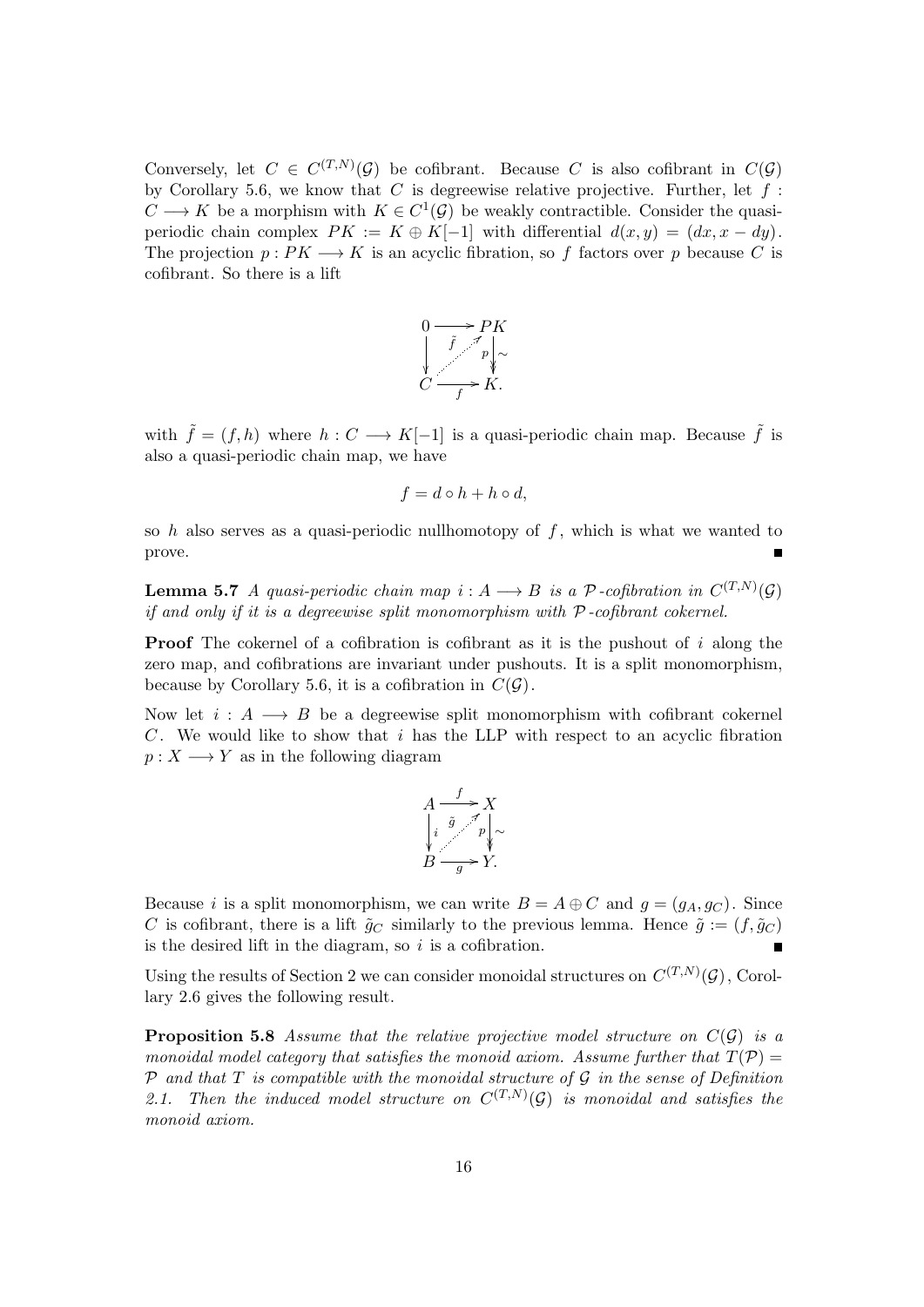Conversely, let $C \in C^{(T,N)}(\mathcal{G})$ be cofibrant. Because $C$ is also cofibrant in $C(\mathcal{G})$ by Corollary 5.6, we know that $C$ is degreewise relative projective. Further, let $f : C \longrightarrow K$ be a morphism with $K \in C^1(\mathcal{G})$ be weakly contractible. Consider the quasi-periodic chain complex $PK := K \oplus K[-1]$ with differential $d(x, y) = (dx, x - dy)$. The projection $p : PK \longrightarrow K$ is an acyclic fibration, so $f$ factors over $p$ because $C$ is cofibrant. So there is a lift

$$\begin{array}{ccc} 0 & \longrightarrow & PK \\ \big\downarrow & \overset{\tilde{f}}{\nearrow} & \big\downarrow {\scriptstyle p}\,\sim \\ C & \underset{f}{\longrightarrow} & K. \end{array}$$

with $\tilde{f} = (f, h)$ where $h : C \longrightarrow K[-1]$ is a quasi-periodic chain map. Because $\tilde{f}$ is also a quasi-periodic chain map, we have

$$f = d \circ h + h \circ d,$$

so $h$ also serves as a quasi-periodic nullhomotopy of $f$, which is what we wanted to prove. ∎

**Lemma 5.7** *A quasi-periodic chain map $i : A \longrightarrow B$ is a $\mathcal{P}$-cofibration in $C^{(T,N)}(\mathcal{G})$ if and only if it is a degreewise split monomorphism with $\mathcal{P}$-cofibrant cokernel.*

**Proof** The cokernel of a cofibration is cofibrant as it is the pushout of $i$ along the zero map, and cofibrations are invariant under pushouts. It is a split monomorphism, because by Corollary 5.6, it is a cofibration in $C(\mathcal{G})$.

Now let $i : A \longrightarrow B$ be a degreewise split monomorphism with cofibrant cokernel $C$. We would like to show that $i$ has the LLP with respect to an acyclic fibration $p : X \longrightarrow Y$ as in the following diagram

$$\begin{array}{ccc} A & \overset{f}{\longrightarrow} & X \\ \big\downarrow {\scriptstyle i} & \overset{\tilde{g}}{\nearrow} & \big\downarrow {\scriptstyle p}\,\sim \\ B & \underset{g}{\longrightarrow} & Y. \end{array}$$

Because $i$ is a split monomorphism, we can write $B = A \oplus C$ and $g = (g_A, g_C)$. Since $C$ is cofibrant, there is a lift $\tilde{g}_C$ similarly to the previous lemma. Hence $\tilde{g} := (f, \tilde{g}_C)$ is the desired lift in the diagram, so $i$ is a cofibration. ∎

Using the results of Section 2 we can consider monoidal structures on $C^{(T,N)}(\mathcal{G})$, Corollary 2.6 gives the following result.

**Proposition 5.8** *Assume that the relative projective model structure on $C(\mathcal{G})$ is a monoidal model category that satisfies the monoid axiom. Assume further that $T(\mathcal{P}) = \mathcal{P}$ and that $T$ is compatible with the monoidal structure of $\mathcal{G}$ in the sense of Definition 2.1. Then the induced model structure on $C^{(T,N)}(\mathcal{G})$ is monoidal and satisfies the monoid axiom.*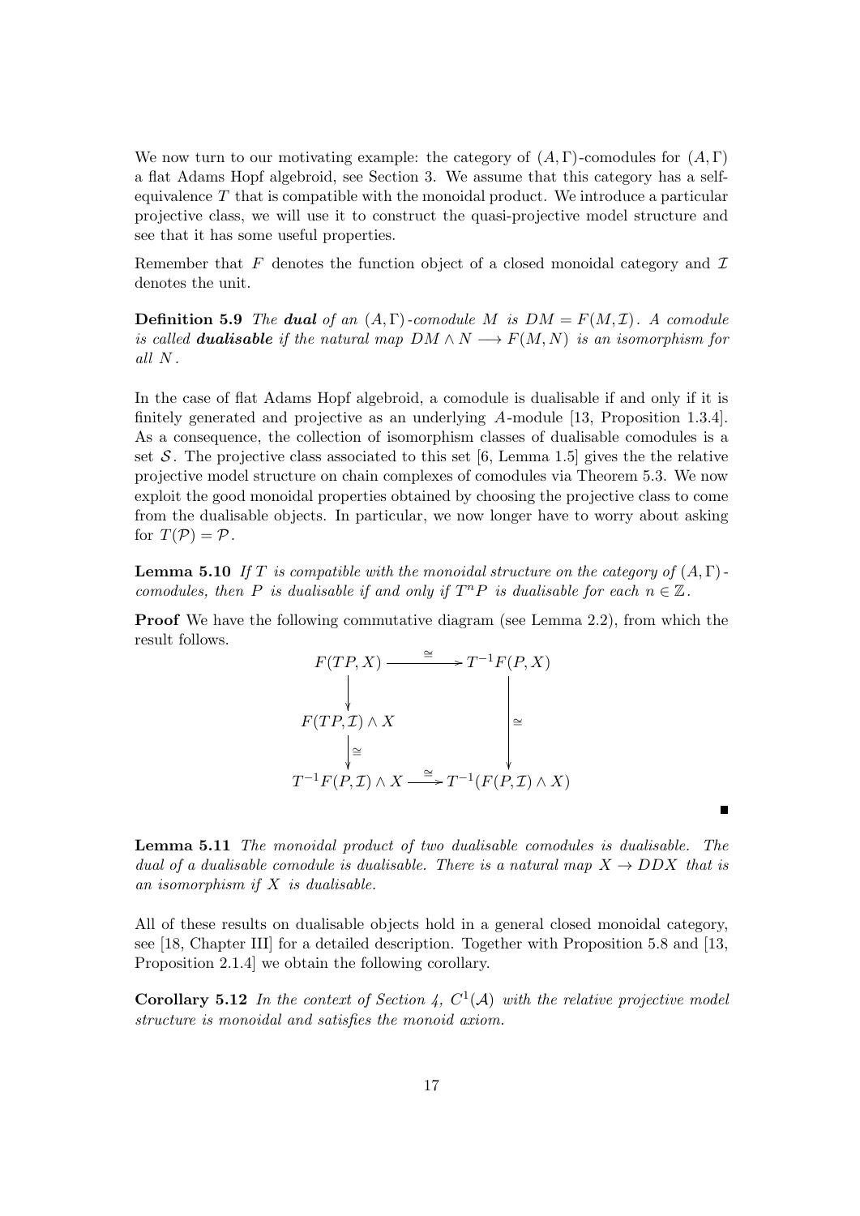We now turn to our motivating example: the category of $(A, \Gamma)$-comodules for $(A, \Gamma)$ a flat Adams Hopf algebroid, see Section 3. We assume that this category has a self-equivalence $T$ that is compatible with the monoidal product. We introduce a particular projective class, we will use it to construct the quasi-projective model structure and see that it has some useful properties.

Remember that $F$ denotes the function object of a closed monoidal category and $\mathcal{I}$ denotes the unit.

**Definition 5.9** *The* ***dual*** *of an* $(A, \Gamma)$*-comodule* $M$ *is* $DM = F(M, \mathcal{I})$*. A comodule is called* ***dualisable*** *if the natural map* $DM \wedge N \longrightarrow F(M, N)$ *is an isomorphism for all* $N$*.*

In the case of flat Adams Hopf algebroid, a comodule is dualisable if and only if it is finitely generated and projective as an underlying $A$-module [13, Proposition 1.3.4]. As a consequence, the collection of isomorphism classes of dualisable comodules is a set $\mathcal{S}$. The projective class associated to this set [6, Lemma 1.5] gives the the relative projective model structure on chain complexes of comodules via Theorem 5.3. We now exploit the good monoidal properties obtained by choosing the projective class to come from the dualisable objects. In particular, we now longer have to worry about asking for $T(\mathcal{P}) = \mathcal{P}$.

**Lemma 5.10** *If* $T$ *is compatible with the monoidal structure on the category of* $(A, \Gamma)$*-comodules, then* $P$ *is dualisable if and only if* $T^n P$ *is dualisable for each* $n \in \mathbb{Z}$*.*

**Proof** We have the following commutative diagram (see Lemma 2.2), from which the result follows.

$$\begin{array}{ccc}
F(TP, X) & \xrightarrow{\cong} & T^{-1}F(P, X) \\
\big\downarrow & & \\
F(TP, \mathcal{I}) \wedge X & & \big\downarrow \cong \\
\big\downarrow \cong & & \\
T^{-1}F(P, \mathcal{I}) \wedge X & \xrightarrow{\cong} & T^{-1}(F(P, \mathcal{I}) \wedge X)
\end{array}$$

∎

**Lemma 5.11** *The monoidal product of two dualisable comodules is dualisable. The dual of a dualisable comodule is dualisable. There is a natural map* $X \to DDX$ *that is an isomorphism if* $X$ *is dualisable.*

All of these results on dualisable objects hold in a general closed monoidal category, see [18, Chapter III] for a detailed description. Together with Proposition 5.8 and [13, Proposition 2.1.4] we obtain the following corollary.

**Corollary 5.12** *In the context of Section 4,* $C^1(\mathcal{A})$ *with the relative projective model structure is monoidal and satisfies the monoid axiom.*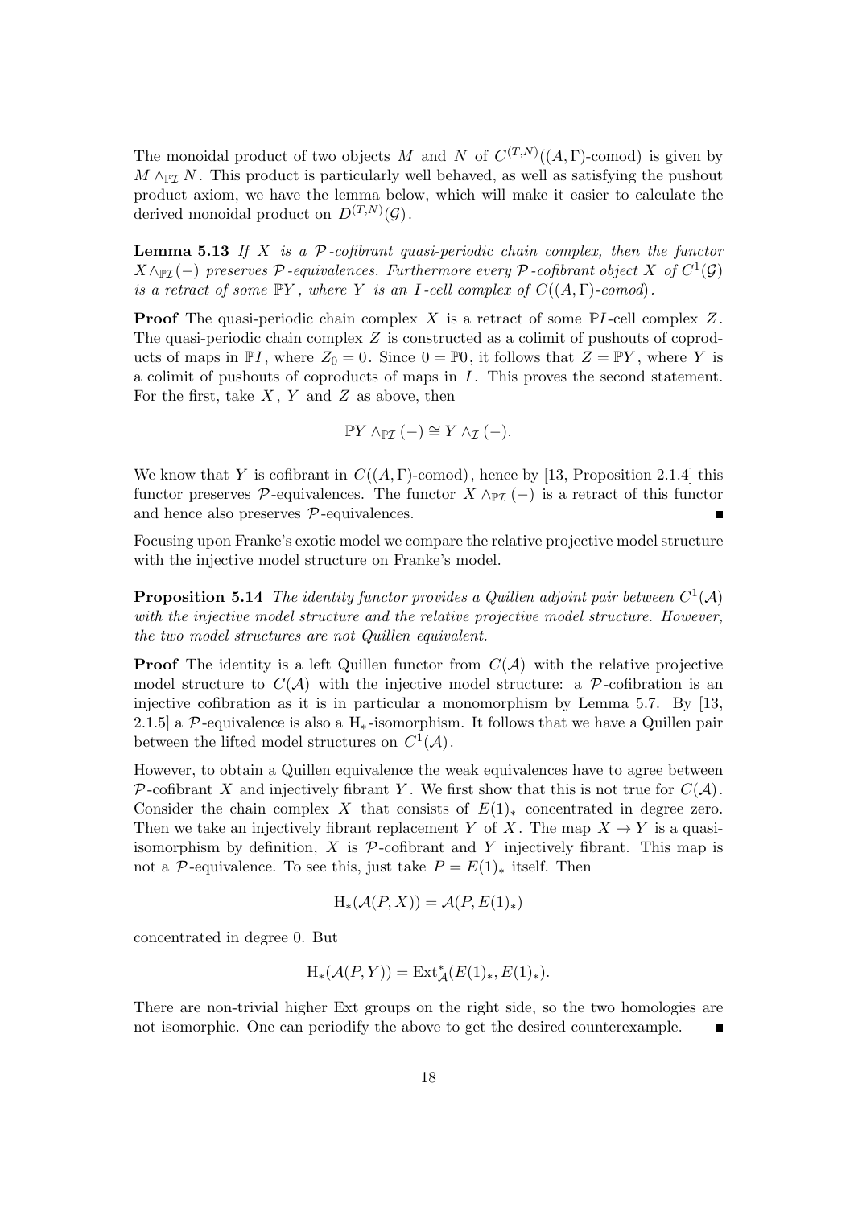The monoidal product of two objects $M$ and $N$ of $C^{(T,N)}((A,\Gamma)\text{-comod})$ is given by $M \wedge_{\mathbb{P}\mathcal{I}} N$. This product is particularly well behaved, as well as satisfying the pushout product axiom, we have the lemma below, which will make it easier to calculate the derived monoidal product on $D^{(T,N)}(\mathcal{G})$.

**Lemma 5.13** *If $X$ is a $\mathcal{P}$-cofibrant quasi-periodic chain complex, then the functor $X \wedge_{\mathbb{P}\mathcal{I}} (-)$ preserves $\mathcal{P}$-equivalences. Furthermore every $\mathcal{P}$-cofibrant object $X$ of $C^1(\mathcal{G})$ is a retract of some $\mathbb{P}Y$, where $Y$ is an $I$-cell complex of $C((A,\Gamma)\text{-comod})$.*

**Proof** The quasi-periodic chain complex $X$ is a retract of some $\mathbb{P}I$-cell complex $Z$. The quasi-periodic chain complex $Z$ is constructed as a colimit of pushouts of coproducts of maps in $\mathbb{P}I$, where $Z_0 = 0$. Since $0 = \mathbb{P}0$, it follows that $Z = \mathbb{P}Y$, where $Y$ is a colimit of pushouts of coproducts of maps in $I$. This proves the second statement. For the first, take $X$, $Y$ and $Z$ as above, then

$$\mathbb{P}Y \wedge_{\mathbb{P}\mathcal{I}} (-) \cong Y \wedge_{\mathcal{I}} (-).$$

We know that $Y$ is cofibrant in $C((A,\Gamma)\text{-comod})$, hence by [13, Proposition 2.1.4] this functor preserves $\mathcal{P}$-equivalences. The functor $X \wedge_{\mathbb{P}\mathcal{I}} (-)$ is a retract of this functor and hence also preserves $\mathcal{P}$-equivalences. ∎

Focusing upon Franke's exotic model we compare the relative projective model structure with the injective model structure on Franke's model.

**Proposition 5.14** *The identity functor provides a Quillen adjoint pair between $C^1(\mathcal{A})$ with the injective model structure and the relative projective model structure. However, the two model structures are not Quillen equivalent.*

**Proof** The identity is a left Quillen functor from $C(\mathcal{A})$ with the relative projective model structure to $C(\mathcal{A})$ with the injective model structure: a $\mathcal{P}$-cofibration is an injective cofibration as it is in particular a monomorphism by Lemma 5.7. By [13, 2.1.5] a $\mathcal{P}$-equivalence is also a $\mathrm{H}_*$-isomorphism. It follows that we have a Quillen pair between the lifted model structures on $C^1(\mathcal{A})$.

However, to obtain a Quillen equivalence the weak equivalences have to agree between $\mathcal{P}$-cofibrant $X$ and injectively fibrant $Y$. We first show that this is not true for $C(\mathcal{A})$. Consider the chain complex $X$ that consists of $E(1)_*$ concentrated in degree zero. Then we take an injectively fibrant replacement $Y$ of $X$. The map $X \to Y$ is a quasi-isomorphism by definition, $X$ is $\mathcal{P}$-cofibrant and $Y$ injectively fibrant. This map is not a $\mathcal{P}$-equivalence. To see this, just take $P = E(1)_*$ itself. Then

$$\mathrm{H}_*(\mathcal{A}(P,X)) = \mathcal{A}(P, E(1)_*)$$

concentrated in degree 0. But

$$\mathrm{H}_*(\mathcal{A}(P,Y)) = \mathrm{Ext}^*_{\mathcal{A}}(E(1)_*, E(1)_*).$$

There are non-trivial higher Ext groups on the right side, so the two homologies are not isomorphic. One can periodify the above to get the desired counterexample. ∎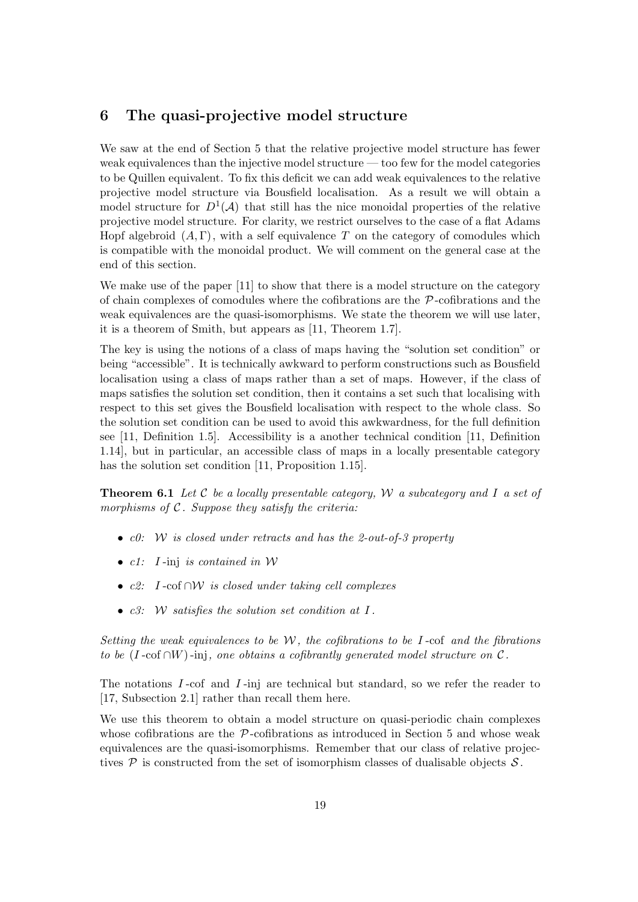## 6 The quasi-projective model structure

We saw at the end of Section 5 that the relative projective model structure has fewer weak equivalences than the injective model structure — too few for the model categories to be Quillen equivalent. To fix this deficit we can add weak equivalences to the relative projective model structure via Bousfield localisation. As a result we will obtain a model structure for $D^1(\mathcal{A})$ that still has the nice monoidal properties of the relative projective model structure. For clarity, we restrict ourselves to the case of a flat Adams Hopf algebroid $(A, \Gamma)$, with a self equivalence $T$ on the category of comodules which is compatible with the monoidal product. We will comment on the general case at the end of this section.

We make use of the paper [11] to show that there is a model structure on the category of chain complexes of comodules where the cofibrations are the $\mathcal{P}$-cofibrations and the weak equivalences are the quasi-isomorphisms. We state the theorem we will use later, it is a theorem of Smith, but appears as [11, Theorem 1.7].

The key is using the notions of a class of maps having the "solution set condition" or being "accessible". It is technically awkward to perform constructions such as Bousfield localisation using a class of maps rather than a set of maps. However, if the class of maps satisfies the solution set condition, then it contains a set such that localising with respect to this set gives the Bousfield localisation with respect to the whole class. So the solution set condition can be used to avoid this awkwardness, for the full definition see [11, Definition 1.5]. Accessibility is a another technical condition [11, Definition 1.14], but in particular, an accessible class of maps in a locally presentable category has the solution set condition [11, Proposition 1.15].

**Theorem 6.1** *Let $\mathcal{C}$ be a locally presentable category, $\mathcal{W}$ a subcategory and $I$ a set of morphisms of $\mathcal{C}$. Suppose they satisfy the criteria:*

- *c0: $\mathcal{W}$ is closed under retracts and has the 2-out-of-3 property*
- *c1: $I$-inj is contained in $\mathcal{W}$*
- *c2: $I$-cof $\cap \mathcal{W}$ is closed under taking cell complexes*
- *c3: $\mathcal{W}$ satisfies the solution set condition at $I$.*

*Setting the weak equivalences to be $\mathcal{W}$, the cofibrations to be $I$-cof and the fibrations to be $(I\text{-cof} \cap W)$-inj, one obtains a cofibrantly generated model structure on $\mathcal{C}$.*

The notations $I$-cof and $I$-inj are technical but standard, so we refer the reader to [17, Subsection 2.1] rather than recall them here.

We use this theorem to obtain a model structure on quasi-periodic chain complexes whose cofibrations are the $\mathcal{P}$-cofibrations as introduced in Section 5 and whose weak equivalences are the quasi-isomorphisms. Remember that our class of relative projectives $\mathcal{P}$ is constructed from the set of isomorphism classes of dualisable objects $\mathcal{S}$.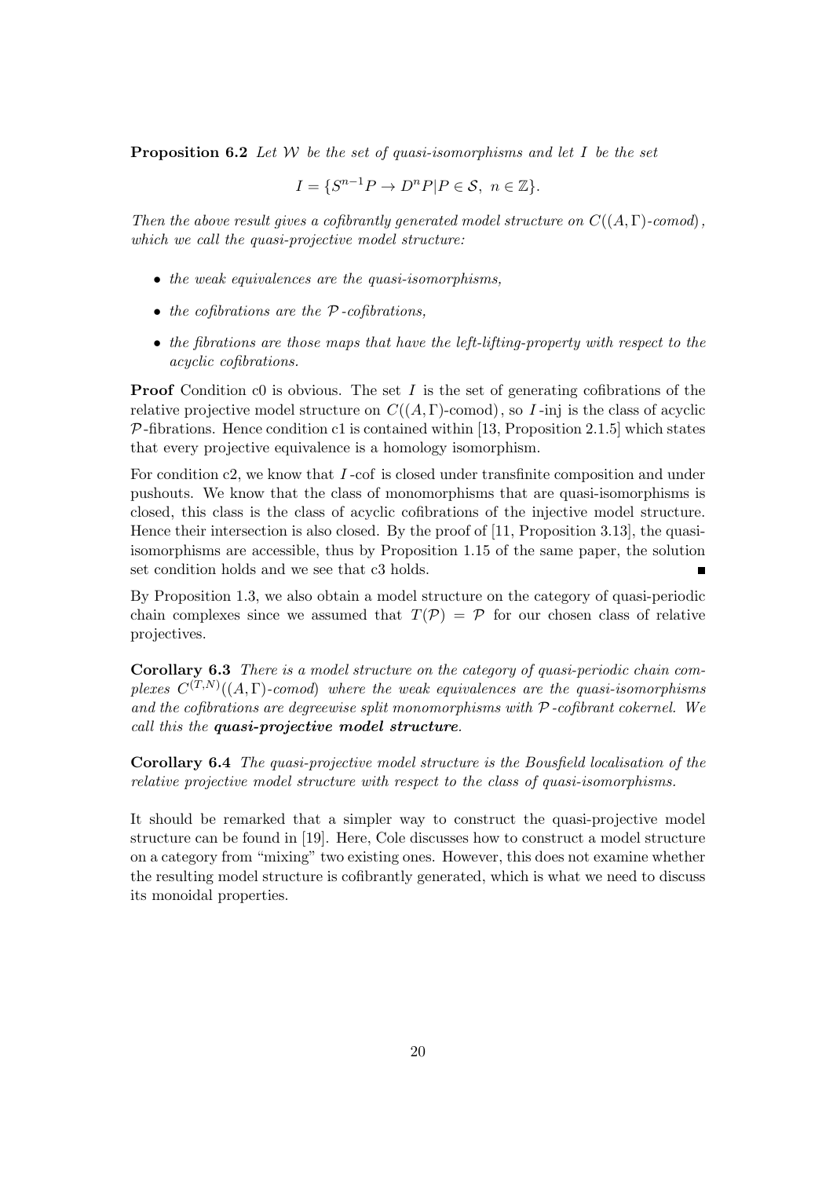**Proposition 6.2** *Let $\mathcal{W}$ be the set of quasi-isomorphisms and let $I$ be the set*

$$I = \{S^{n-1}P \to D^nP | P \in \mathcal{S},\ n \in \mathbb{Z}\}.$$

*Then the above result gives a cofibrantly generated model structure on $C((A,\Gamma)$-comod$)$, which we call the quasi-projective model structure:*

- *the weak equivalences are the quasi-isomorphisms,*
- *the cofibrations are the $\mathcal{P}$-cofibrations,*
- *the fibrations are those maps that have the left-lifting-property with respect to the acyclic cofibrations.*

**Proof** Condition c0 is obvious. The set $I$ is the set of generating cofibrations of the relative projective model structure on $C((A,\Gamma)$-comod$)$, so $I$-inj is the class of acyclic $\mathcal{P}$-fibrations. Hence condition c1 is contained within [13, Proposition 2.1.5] which states that every projective equivalence is a homology isomorphism.

For condition c2, we know that $I$-cof is closed under transfinite composition and under pushouts. We know that the class of monomorphisms that are quasi-isomorphisms is closed, this class is the class of acyclic cofibrations of the injective model structure. Hence their intersection is also closed. By the proof of [11, Proposition 3.13], the quasi-isomorphisms are accessible, thus by Proposition 1.15 of the same paper, the solution set condition holds and we see that c3 holds. ∎

By Proposition 1.3, we also obtain a model structure on the category of quasi-periodic chain complexes since we assumed that $T(\mathcal{P}) = \mathcal{P}$ for our chosen class of relative projectives.

**Corollary 6.3** *There is a model structure on the category of quasi-periodic chain complexes $C^{(T,N)}((A,\Gamma)$-comod$)$ where the weak equivalences are the quasi-isomorphisms and the cofibrations are degreewise split monomorphisms with $\mathcal{P}$-cofibrant cokernel. We call this the **quasi-projective model structure**.*

**Corollary 6.4** *The quasi-projective model structure is the Bousfield localisation of the relative projective model structure with respect to the class of quasi-isomorphisms.*

It should be remarked that a simpler way to construct the quasi-projective model structure can be found in [19]. Here, Cole discusses how to construct a model structure on a category from "mixing" two existing ones. However, this does not examine whether the resulting model structure is cofibrantly generated, which is what we need to discuss its monoidal properties.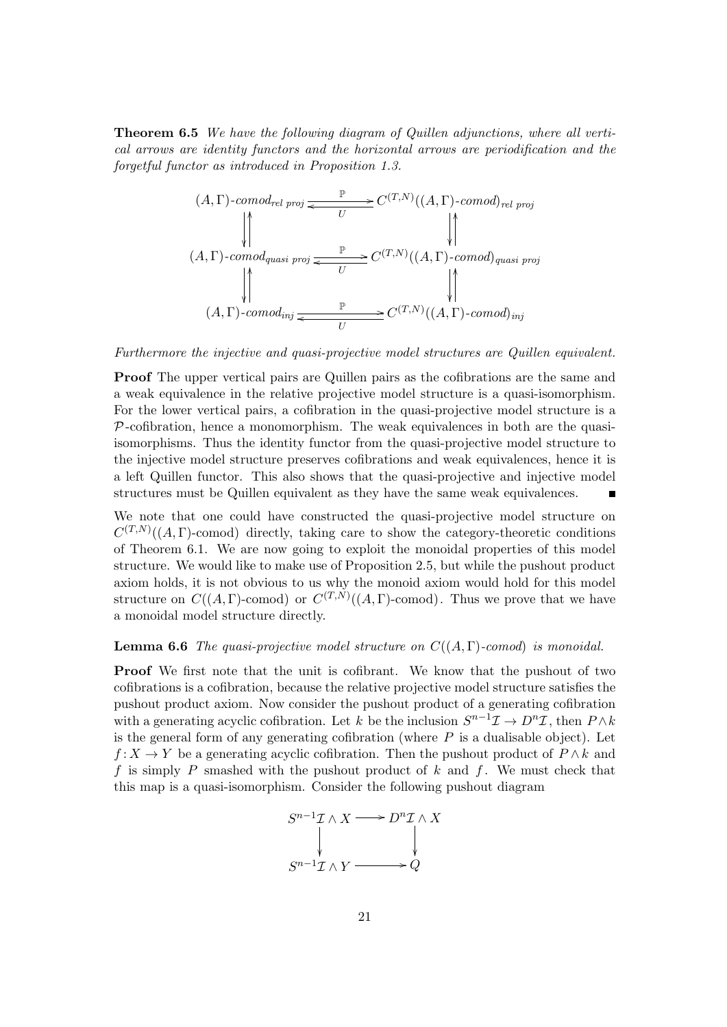**Theorem 6.5** *We have the following diagram of Quillen adjunctions, where all vertical arrows are identity functors and the horizontal arrows are periodification and the forgetful functor as introduced in Proposition 1.3.*

$$
\begin{array}{ccc}
(A,\Gamma)\text{-}comod_{rel\ proj} & \underset{U}{\overset{\mathbb{P}}{\rightleftarrows}} & C^{(T,N)}((A,\Gamma)\text{-}comod)_{rel\ proj} \\
\downarrow\uparrow & & \downarrow\uparrow \\
(A,\Gamma)\text{-}comod_{quasi\ proj} & \underset{U}{\overset{\mathbb{P}}{\rightleftarrows}} & C^{(T,N)}((A,\Gamma)\text{-}comod)_{quasi\ proj} \\
\downarrow\uparrow & & \downarrow\uparrow \\
(A,\Gamma)\text{-}comod_{inj} & \underset{U}{\overset{\mathbb{P}}{\rightleftarrows}} & C^{(T,N)}((A,\Gamma)\text{-}comod)_{inj}
\end{array}
$$

*Furthermore the injective and quasi-projective model structures are Quillen equivalent.*

**Proof** The upper vertical pairs are Quillen pairs as the cofibrations are the same and a weak equivalence in the relative projective model structure is a quasi-isomorphism. For the lower vertical pairs, a cofibration in the quasi-projective model structure is a $\mathcal{P}$-cofibration, hence a monomorphism. The weak equivalences in both are the quasi-isomorphisms. Thus the identity functor from the quasi-projective model structure to the injective model structure preserves cofibrations and weak equivalences, hence it is a left Quillen functor. This also shows that the quasi-projective and injective model structures must be Quillen equivalent as they have the same weak equivalences. ∎

We note that one could have constructed the quasi-projective model structure on $C^{(T,N)}((A,\Gamma)\text{-comod})$ directly, taking care to show the category-theoretic conditions of Theorem 6.1. We are now going to exploit the monoidal properties of this model structure. We would like to make use of Proposition 2.5, but while the pushout product axiom holds, it is not obvious to us why the monoid axiom would hold for this model structure on $C((A,\Gamma)\text{-comod})$ or $C^{(T,N)}((A,\Gamma)\text{-comod})$. Thus we prove that we have a monoidal model structure directly.

**Lemma 6.6** *The quasi-projective model structure on $C((A,\Gamma)\text{-}comod)$ is monoidal.*

**Proof** We first note that the unit is cofibrant. We know that the pushout of two cofibrations is a cofibration, because the relative projective model structure satisfies the pushout product axiom. Now consider the pushout product of a generating cofibration with a generating acyclic cofibration. Let $k$ be the inclusion $S^{n-1}\mathcal{I} \to D^n\mathcal{I}$, then $P \wedge k$ is the general form of any generating cofibration (where $P$ is a dualisable object). Let $f\colon X \to Y$ be a generating acyclic cofibration. Then the pushout product of $P \wedge k$ and $f$ is simply $P$ smashed with the pushout product of $k$ and $f$. We must check that this map is a quasi-isomorphism. Consider the following pushout diagram

$$
\begin{array}{ccc}
S^{n-1}\mathcal{I} \wedge X & \longrightarrow & D^n\mathcal{I} \wedge X \\
\downarrow & & \downarrow \\
S^{n-1}\mathcal{I} \wedge Y & \longrightarrow & Q
\end{array}
$$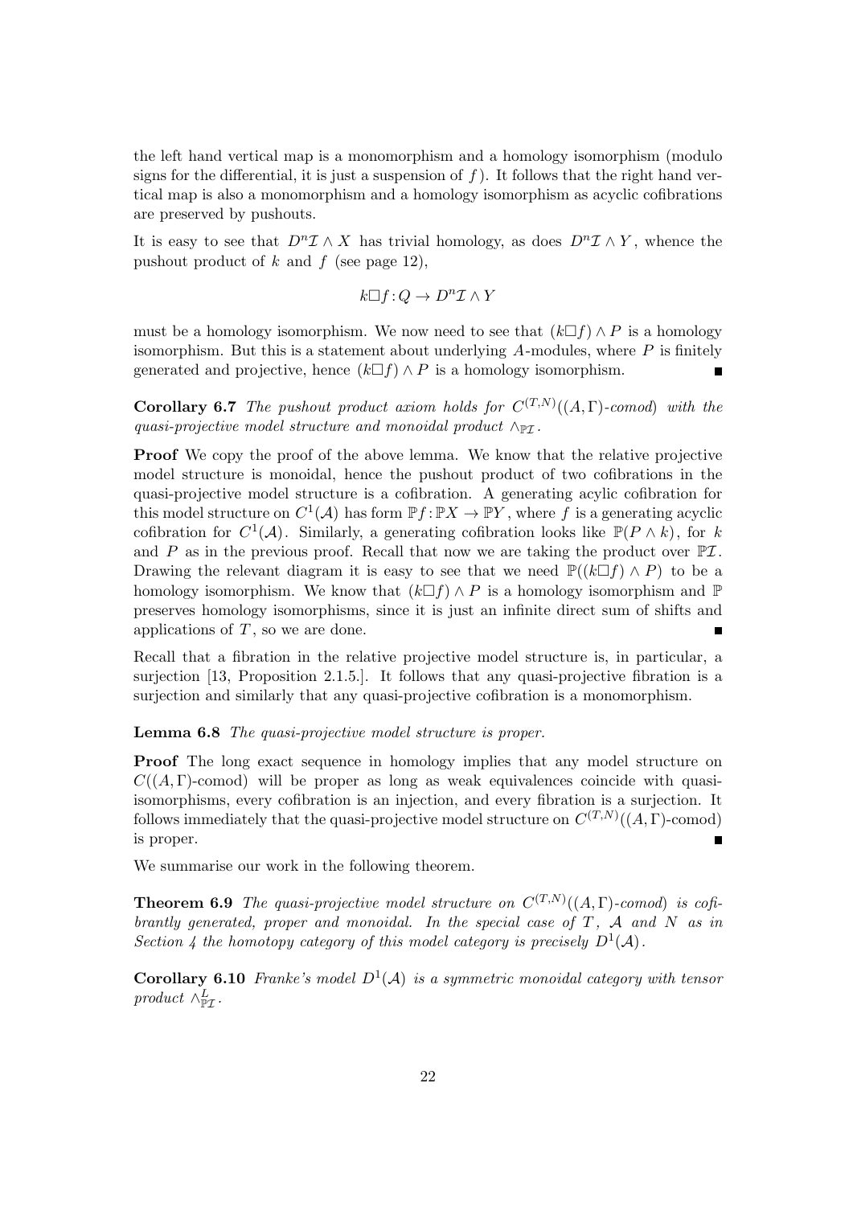the left hand vertical map is a monomorphism and a homology isomorphism (modulo signs for the differential, it is just a suspension of $f$). It follows that the right hand vertical map is also a monomorphism and a homology isomorphism as acyclic cofibrations are preserved by pushouts.

It is easy to see that $D^n\mathcal{I} \wedge X$ has trivial homology, as does $D^n\mathcal{I} \wedge Y$, whence the pushout product of $k$ and $f$ (see page 12),

$$k\square f : Q \to D^n\mathcal{I} \wedge Y$$

must be a homology isomorphism. We now need to see that $(k\square f) \wedge P$ is a homology isomorphism. But this is a statement about underlying $A$-modules, where $P$ is finitely generated and projective, hence $(k\square f) \wedge P$ is a homology isomorphism. ∎

**Corollary 6.7** *The pushout product axiom holds for $C^{(T,N)}((A,\Gamma)$-comod) with the quasi-projective model structure and monoidal product $\wedge_{\mathbb{P}\mathcal{I}}$.*

**Proof** We copy the proof of the above lemma. We know that the relative projective model structure is monoidal, hence the pushout product of two cofibrations in the quasi-projective model structure is a cofibration. A generating acylic cofibration for this model structure on $C^1(\mathcal{A})$ has form $\mathbb{P}f : \mathbb{P}X \to \mathbb{P}Y$, where $f$ is a generating acyclic cofibration for $C^1(\mathcal{A})$. Similarly, a generating cofibration looks like $\mathbb{P}(P \wedge k)$, for $k$ and $P$ as in the previous proof. Recall that now we are taking the product over $\mathbb{P}\mathcal{I}$. Drawing the relevant diagram it is easy to see that we need $\mathbb{P}((k\square f) \wedge P)$ to be a homology isomorphism. We know that $(k\square f) \wedge P$ is a homology isomorphism and $\mathbb{P}$ preserves homology isomorphisms, since it is just an infinite direct sum of shifts and applications of $T$, so we are done. ∎

Recall that a fibration in the relative projective model structure is, in particular, a surjection [13, Proposition 2.1.5.]. It follows that any quasi-projective fibration is a surjection and similarly that any quasi-projective cofibration is a monomorphism.

**Lemma 6.8** *The quasi-projective model structure is proper.*

**Proof** The long exact sequence in homology implies that any model structure on $C((A,\Gamma)$-comod) will be proper as long as weak equivalences coincide with quasi-isomorphisms, every cofibration is an injection, and every fibration is a surjection. It follows immediately that the quasi-projective model structure on $C^{(T,N)}((A,\Gamma)$-comod) is proper. ∎

We summarise our work in the following theorem.

**Theorem 6.9** *The quasi-projective model structure on $C^{(T,N)}((A,\Gamma)$-comod) is cofibrantly generated, proper and monoidal. In the special case of $T$, $\mathcal{A}$ and $N$ as in Section 4 the homotopy category of this model category is precisely $D^1(\mathcal{A})$.*

**Corollary 6.10** *Franke's model $D^1(\mathcal{A})$ is a symmetric monoidal category with tensor product $\wedge^L_{\mathbb{P}\mathcal{I}}$.*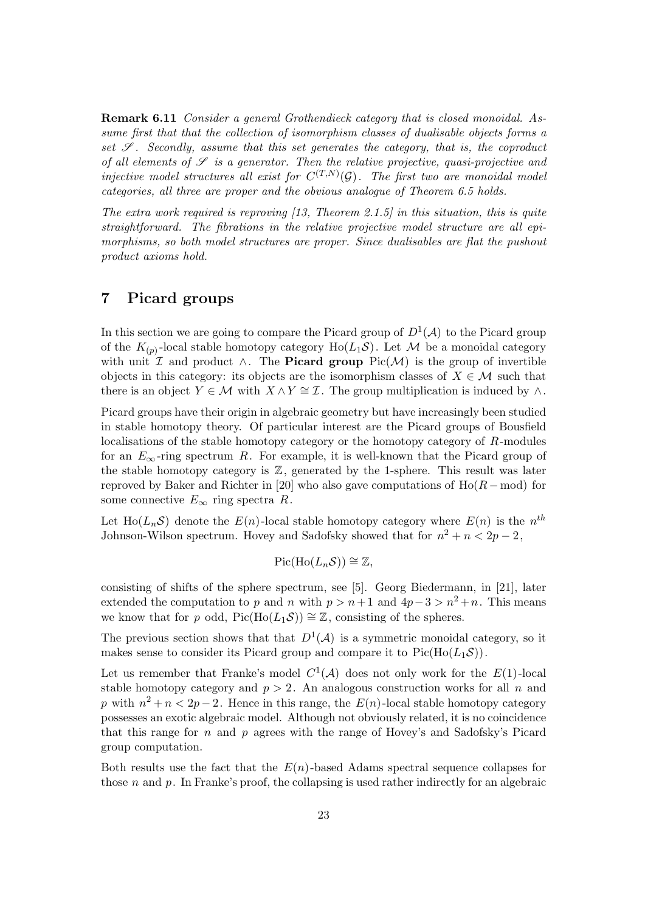**Remark 6.11** *Consider a general Grothendieck category that is closed monoidal. Assume first that that the collection of isomorphism classes of dualisable objects forms a set $\mathscr{S}$. Secondly, assume that this set generates the category, that is, the coproduct of all elements of $\mathscr{S}$ is a generator. Then the relative projective, quasi-projective and injective model structures all exist for $C^{(T,N)}(\mathcal{G})$. The first two are monoidal model categories, all three are proper and the obvious analogue of Theorem 6.5 holds.*

*The extra work required is reproving [13, Theorem 2.1.5] in this situation, this is quite straightforward. The fibrations in the relative projective model structure are all epimorphisms, so both model structures are proper. Since dualisables are flat the pushout product axioms hold.*

# 7 Picard groups

In this section we are going to compare the Picard group of $D^1(\mathcal{A})$ to the Picard group of the $K_{(p)}$-local stable homotopy category $\mathrm{Ho}(L_1\mathcal{S})$. Let $\mathcal{M}$ be a monoidal category with unit $\mathcal{I}$ and product $\wedge$. The **Picard group** $\mathrm{Pic}(\mathcal{M})$ is the group of invertible objects in this category: its objects are the isomorphism classes of $X \in \mathcal{M}$ such that there is an object $Y \in \mathcal{M}$ with $X \wedge Y \cong \mathcal{I}$. The group multiplication is induced by $\wedge$.

Picard groups have their origin in algebraic geometry but have increasingly been studied in stable homotopy theory. Of particular interest are the Picard groups of Bousfield localisations of the stable homotopy category or the homotopy category of $R$-modules for an $E_\infty$-ring spectrum $R$. For example, it is well-known that the Picard group of the stable homotopy category is $\mathbb{Z}$, generated by the 1-sphere. This result was later reproved by Baker and Richter in [20] who also gave computations of $\mathrm{Ho}(R-\mathrm{mod})$ for some connective $E_\infty$ ring spectra $R$.

Let $\mathrm{Ho}(L_n\mathcal{S})$ denote the $E(n)$-local stable homotopy category where $E(n)$ is the $n^{th}$ Johnson-Wilson spectrum. Hovey and Sadofsky showed that for $n^2 + n < 2p - 2$,

$$\mathrm{Pic}(\mathrm{Ho}(L_n\mathcal{S})) \cong \mathbb{Z},$$

consisting of shifts of the sphere spectrum, see [5]. Georg Biedermann, in [21], later extended the computation to $p$ and $n$ with $p > n+1$ and $4p-3 > n^2+n$. This means we know that for $p$ odd, $\mathrm{Pic}(\mathrm{Ho}(L_1\mathcal{S})) \cong \mathbb{Z}$, consisting of the spheres.

The previous section shows that that $D^1(\mathcal{A})$ is a symmetric monoidal category, so it makes sense to consider its Picard group and compare it to $\mathrm{Pic}(\mathrm{Ho}(L_1\mathcal{S}))$.

Let us remember that Franke's model $C^1(\mathcal{A})$ does not only work for the $E(1)$-local stable homotopy category and $p > 2$. An analogous construction works for all $n$ and $p$ with $n^2 + n < 2p - 2$. Hence in this range, the $E(n)$-local stable homotopy category possesses an exotic algebraic model. Although not obviously related, it is no coincidence that this range for $n$ and $p$ agrees with the range of Hovey's and Sadofsky's Picard group computation.

Both results use the fact that the $E(n)$-based Adams spectral sequence collapses for those $n$ and $p$. In Franke's proof, the collapsing is used rather indirectly for an algebraic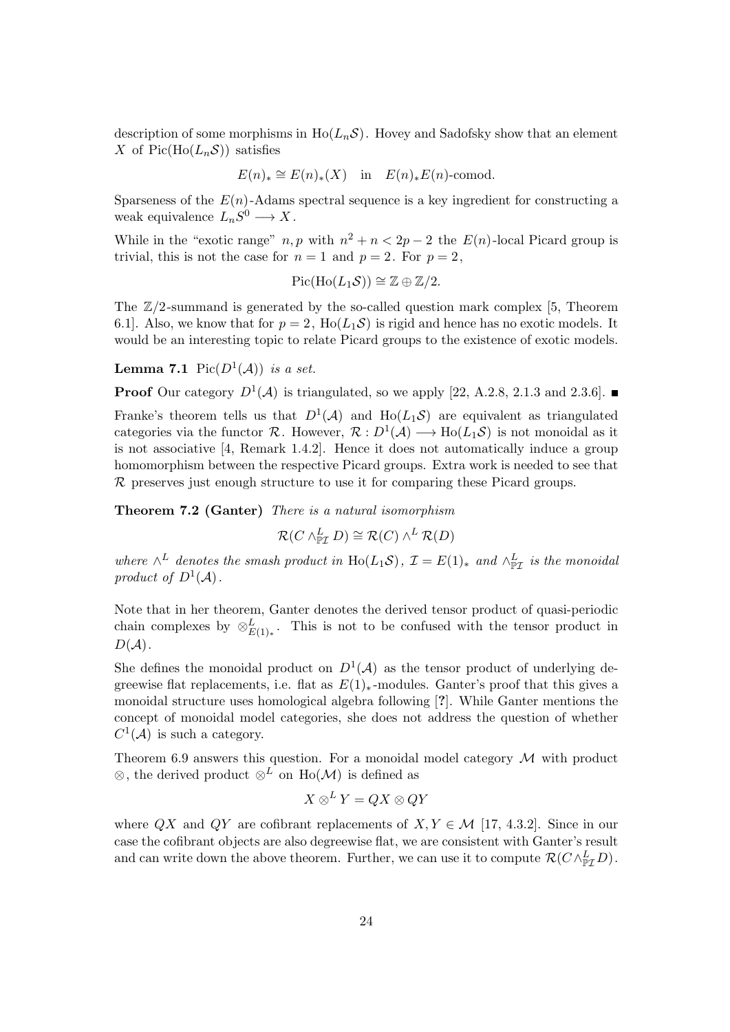description of some morphisms in $\mathrm{Ho}(L_n\mathcal{S})$. Hovey and Sadofsky show that an element $X$ of $\mathrm{Pic}(\mathrm{Ho}(L_n\mathcal{S}))$ satisfies

$$E(n)_* \cong E(n)_*(X) \quad \text{in} \quad E(n)_*E(n)\text{-comod.}$$

Sparseness of the $E(n)$-Adams spectral sequence is a key ingredient for constructing a weak equivalence $L_nS^0 \longrightarrow X$.

While in the "exotic range" $n, p$ with $n^2 + n < 2p - 2$ the $E(n)$-local Picard group is trivial, this is not the case for $n = 1$ and $p = 2$. For $p = 2$,

$$\mathrm{Pic}(\mathrm{Ho}(L_1\mathcal{S})) \cong \mathbb{Z} \oplus \mathbb{Z}/2.$$

The $\mathbb{Z}/2$-summand is generated by the so-called question mark complex [5, Theorem 6.1]. Also, we know that for $p = 2$, $\mathrm{Ho}(L_1\mathcal{S})$ is rigid and hence has no exotic models. It would be an interesting topic to relate Picard groups to the existence of exotic models.

**Lemma 7.1** *$\mathrm{Pic}(D^1(\mathcal{A}))$ is a set.*

**Proof** Our category $D^1(\mathcal{A})$ is triangulated, so we apply [22, A.2.8, 2.1.3 and 2.3.6]. ∎

Franke's theorem tells us that $D^1(\mathcal{A})$ and $\mathrm{Ho}(L_1\mathcal{S})$ are equivalent as triangulated categories via the functor $\mathcal{R}$. However, $\mathcal{R} : D^1(\mathcal{A}) \longrightarrow \mathrm{Ho}(L_1\mathcal{S})$ is not monoidal as it is not associative [4, Remark 1.4.2]. Hence it does not automatically induce a group homomorphism between the respective Picard groups. Extra work is needed to see that $\mathcal{R}$ preserves just enough structure to use it for comparing these Picard groups.

**Theorem 7.2 (Ganter)** *There is a natural isomorphism*

$$\mathcal{R}(C \wedge^L_{\mathbb{P}\mathcal{I}} D) \cong \mathcal{R}(C) \wedge^L \mathcal{R}(D)$$

*where $\wedge^L$ denotes the smash product in $\mathrm{Ho}(L_1\mathcal{S})$, $\mathcal{I} = E(1)_*$ and $\wedge^L_{\mathbb{P}\mathcal{I}}$ is the monoidal product of $D^1(\mathcal{A})$.*

Note that in her theorem, Ganter denotes the derived tensor product of quasi-periodic chain complexes by $\otimes^L_{E(1)_*}$. This is not to be confused with the tensor product in $D(\mathcal{A})$.

She defines the monoidal product on $D^1(\mathcal{A})$ as the tensor product of underlying degreewise flat replacements, i.e. flat as $E(1)_*$-modules. Ganter's proof that this gives a monoidal structure uses homological algebra following [**?**]. While Ganter mentions the concept of monoidal model categories, she does not address the question of whether $C^1(\mathcal{A})$ is such a category.

Theorem 6.9 answers this question. For a monoidal model category $\mathcal{M}$ with product $\otimes$, the derived product $\otimes^L$ on $\mathrm{Ho}(\mathcal{M})$ is defined as

$$X \otimes^L Y = QX \otimes QY$$

where $QX$ and $QY$ are cofibrant replacements of $X, Y \in \mathcal{M}$ [17, 4.3.2]. Since in our case the cofibrant objects are also degreewise flat, we are consistent with Ganter's result and can write down the above theorem. Further, we can use it to compute $\mathcal{R}(C \wedge^L_{\mathbb{P}\mathcal{I}} D)$.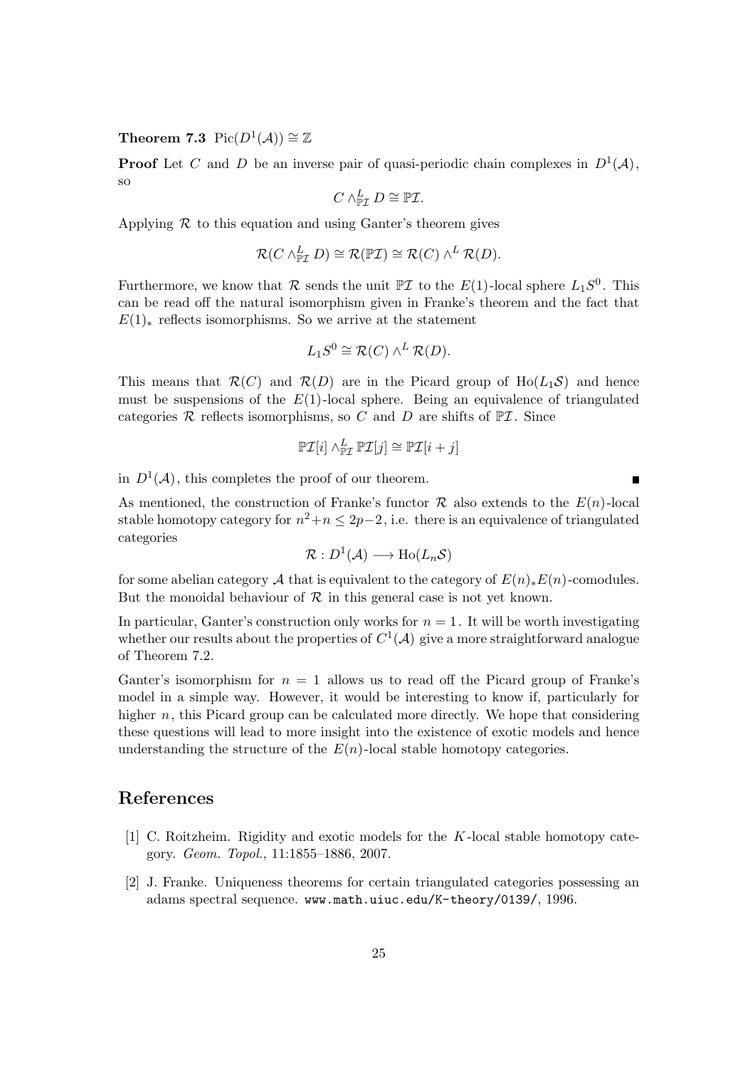**Theorem 7.3** $\mathrm{Pic}(D^1(\mathcal{A})) \cong \mathbb{Z}$

**Proof** Let $C$ and $D$ be an inverse pair of quasi-periodic chain complexes in $D^1(\mathcal{A})$, so

$$C \wedge^L_{\mathbb{P}\mathcal{I}} D \cong \mathbb{P}\mathcal{I}.$$

Applying $\mathcal{R}$ to this equation and using Ganter's theorem gives

$$\mathcal{R}(C \wedge^L_{\mathbb{P}\mathcal{I}} D) \cong \mathcal{R}(\mathbb{P}\mathcal{I}) \cong \mathcal{R}(C) \wedge^L \mathcal{R}(D).$$

Furthermore, we know that $\mathcal{R}$ sends the unit $\mathbb{P}\mathcal{I}$ to the $E(1)$-local sphere $L_1S^0$. This can be read off the natural isomorphism given in Franke's theorem and the fact that $E(1)_*$ reflects isomorphisms. So we arrive at the statement

$$L_1S^0 \cong \mathcal{R}(C) \wedge^L \mathcal{R}(D).$$

This means that $\mathcal{R}(C)$ and $\mathcal{R}(D)$ are in the Picard group of $\mathrm{Ho}(L_1\mathcal{S})$ and hence must be suspensions of the $E(1)$-local sphere. Being an equivalence of triangulated categories $\mathcal{R}$ reflects isomorphisms, so $C$ and $D$ are shifts of $\mathbb{P}\mathcal{I}$. Since

$$\mathbb{P}\mathcal{I}[i] \wedge^L_{\mathbb{P}\mathcal{I}} \mathbb{P}\mathcal{I}[j] \cong \mathbb{P}\mathcal{I}[i+j]$$

in $D^1(\mathcal{A})$, this completes the proof of our theorem. ∎

As mentioned, the construction of Franke's functor $\mathcal{R}$ also extends to the $E(n)$-local stable homotopy category for $n^2+n \leq 2p-2$, i.e. there is an equivalence of triangulated categories

$$\mathcal{R} : D^1(\mathcal{A}) \longrightarrow \mathrm{Ho}(L_n\mathcal{S})$$

for some abelian category $\mathcal{A}$ that is equivalent to the category of $E(n)_*E(n)$-comodules. But the monoidal behaviour of $\mathcal{R}$ in this general case is not yet known.

In particular, Ganter's construction only works for $n = 1$. It will be worth investigating whether our results about the properties of $C^1(\mathcal{A})$ give a more straightforward analogue of Theorem 7.2.

Ganter's isomorphism for $n = 1$ allows us to read off the Picard group of Franke's model in a simple way. However, it would be interesting to know if, particularly for higher $n$, this Picard group can be calculated more directly. We hope that considering these questions will lead to more insight into the existence of exotic models and hence understanding the structure of the $E(n)$-local stable homotopy categories.

## References

[1] C. Roitzheim. Rigidity and exotic models for the $K$-local stable homotopy category. *Geom. Topol.*, 11:1855–1886, 2007.

[2] J. Franke. Uniqueness theorems for certain triangulated categories possessing an adams spectral sequence. www.math.uiuc.edu/K-theory/0139/, 1996.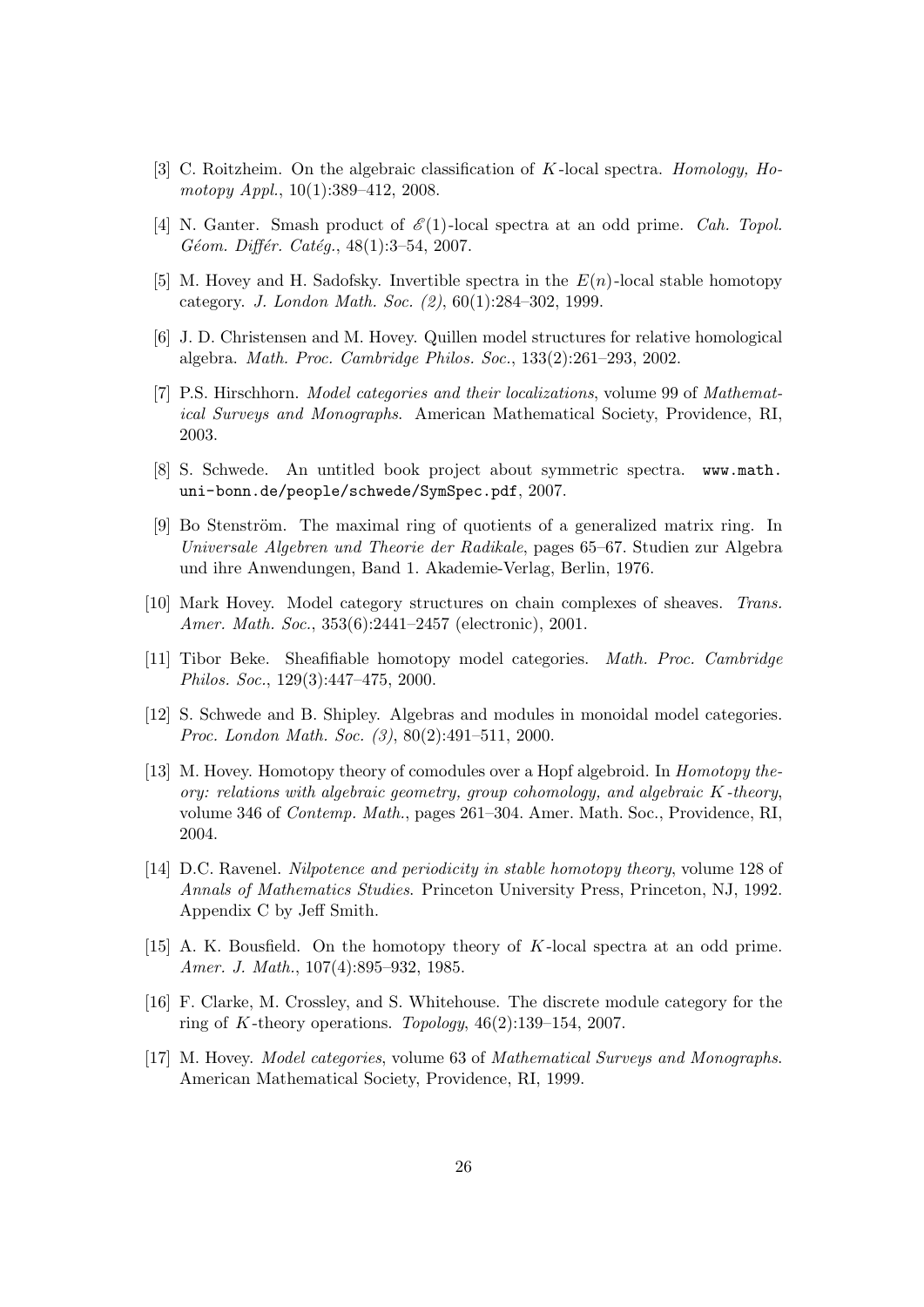[3] C. Roitzheim. On the algebraic classification of $K$-local spectra. *Homology, Homotopy Appl.*, 10(1):389–412, 2008.

[4] N. Ganter. Smash product of $\mathscr{E}(1)$-local spectra at an odd prime. *Cah. Topol. Géom. Différ. Catég.*, 48(1):3–54, 2007.

[5] M. Hovey and H. Sadofsky. Invertible spectra in the $E(n)$-local stable homotopy category. *J. London Math. Soc. (2)*, 60(1):284–302, 1999.

[6] J. D. Christensen and M. Hovey. Quillen model structures for relative homological algebra. *Math. Proc. Cambridge Philos. Soc.*, 133(2):261–293, 2002.

[7] P.S. Hirschhorn. *Model categories and their localizations*, volume 99 of *Mathematical Surveys and Monographs*. American Mathematical Society, Providence, RI, 2003.

[8] S. Schwede. An untitled book project about symmetric spectra. `www.math.uni-bonn.de/people/schwede/SymSpec.pdf`, 2007.

[9] Bo Stenström. The maximal ring of quotients of a generalized matrix ring. In *Universale Algebren und Theorie der Radikale*, pages 65–67. Studien zur Algebra und ihre Anwendungen, Band 1. Akademie-Verlag, Berlin, 1976.

[10] Mark Hovey. Model category structures on chain complexes of sheaves. *Trans. Amer. Math. Soc.*, 353(6):2441–2457 (electronic), 2001.

[11] Tibor Beke. Sheafifiable homotopy model categories. *Math. Proc. Cambridge Philos. Soc.*, 129(3):447–475, 2000.

[12] S. Schwede and B. Shipley. Algebras and modules in monoidal model categories. *Proc. London Math. Soc. (3)*, 80(2):491–511, 2000.

[13] M. Hovey. Homotopy theory of comodules over a Hopf algebroid. In *Homotopy theory: relations with algebraic geometry, group cohomology, and algebraic $K$-theory*, volume 346 of *Contemp. Math.*, pages 261–304. Amer. Math. Soc., Providence, RI, 2004.

[14] D.C. Ravenel. *Nilpotence and periodicity in stable homotopy theory*, volume 128 of *Annals of Mathematics Studies*. Princeton University Press, Princeton, NJ, 1992. Appendix C by Jeff Smith.

[15] A. K. Bousfield. On the homotopy theory of $K$-local spectra at an odd prime. *Amer. J. Math.*, 107(4):895–932, 1985.

[16] F. Clarke, M. Crossley, and S. Whitehouse. The discrete module category for the ring of $K$-theory operations. *Topology*, 46(2):139–154, 2007.

[17] M. Hovey. *Model categories*, volume 63 of *Mathematical Surveys and Monographs*. American Mathematical Society, Providence, RI, 1999.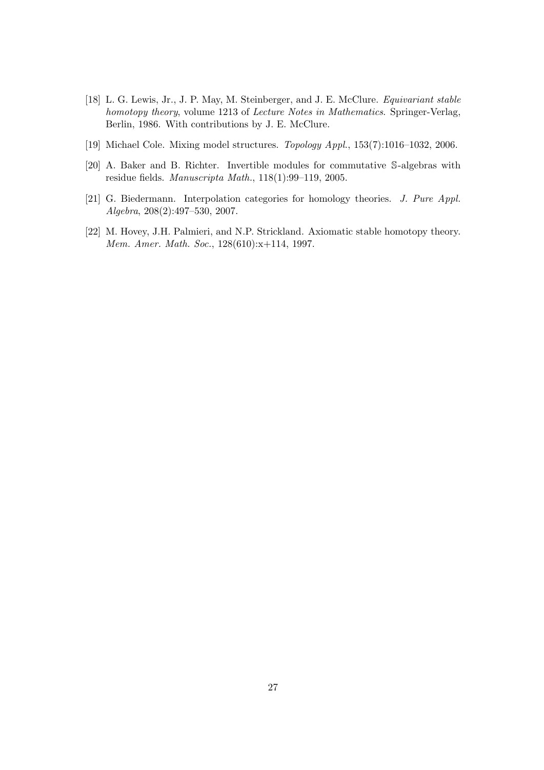[18] L. G. Lewis, Jr., J. P. May, M. Steinberger, and J. E. McClure. *Equivariant stable homotopy theory*, volume 1213 of *Lecture Notes in Mathematics*. Springer-Verlag, Berlin, 1986. With contributions by J. E. McClure.

[19] Michael Cole. Mixing model structures. *Topology Appl.*, 153(7):1016–1032, 2006.

[20] A. Baker and B. Richter. Invertible modules for commutative $\mathbb{S}$-algebras with residue fields. *Manuscripta Math.*, 118(1):99–119, 2005.

[21] G. Biedermann. Interpolation categories for homology theories. *J. Pure Appl. Algebra*, 208(2):497–530, 2007.

[22] M. Hovey, J.H. Palmieri, and N.P. Strickland. Axiomatic stable homotopy theory. *Mem. Amer. Math. Soc.*, 128(610):x+114, 1997.